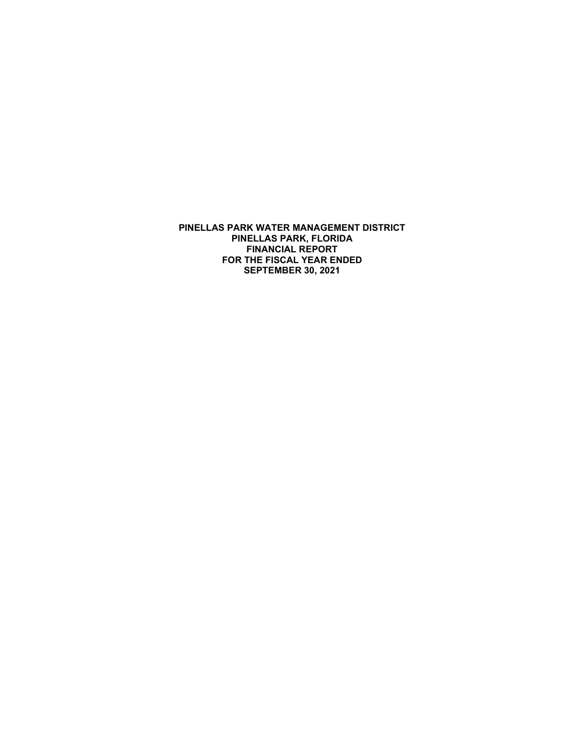**PINELLAS PARK WATER MANAGEMENT DISTRICT**
**PINELLAS PARK, FLORIDA**
**FINANCIAL REPORT**
**FOR THE FISCAL YEAR ENDED**
**SEPTEMBER 30, 2021**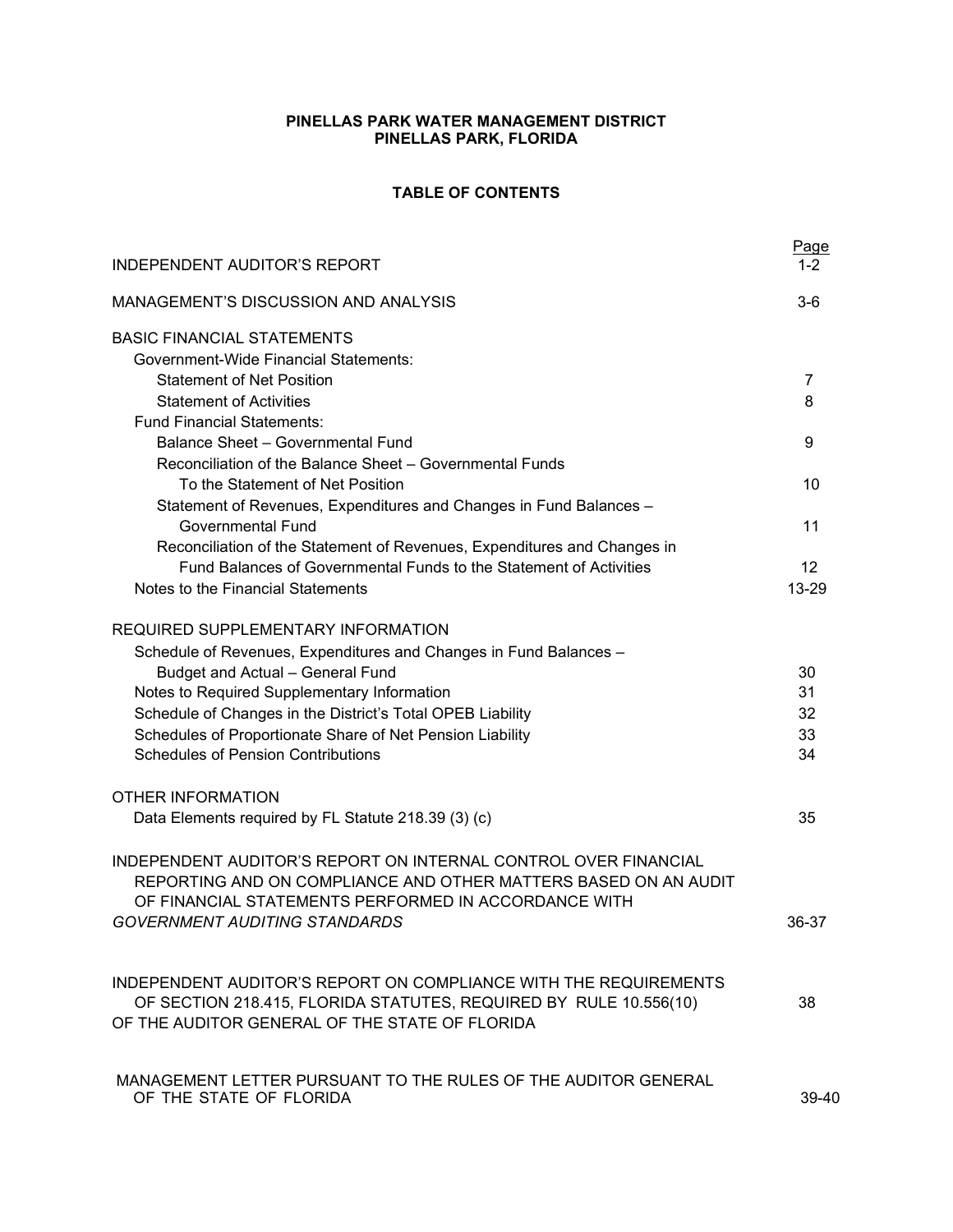**PINELLAS PARK WATER MANAGEMENT DISTRICT**
**PINELLAS PARK, FLORIDA**

**TABLE OF CONTENTS**

| | Page |
|---|---|
| INDEPENDENT AUDITOR'S REPORT | 1-2 |
| MANAGEMENT'S DISCUSSION AND ANALYSIS | 3-6 |
| BASIC FINANCIAL STATEMENTS | |
| Government-Wide Financial Statements: | |
| Statement of Net Position | 7 |
| Statement of Activities | 8 |
| Fund Financial Statements: | |
| Balance Sheet – Governmental Fund | 9 |
| Reconciliation of the Balance Sheet – Governmental Funds To the Statement of Net Position | 10 |
| Statement of Revenues, Expenditures and Changes in Fund Balances – Governmental Fund | 11 |
| Reconciliation of the Statement of Revenues, Expenditures and Changes in Fund Balances of Governmental Funds to the Statement of Activities | 12 |
| Notes to the Financial Statements | 13-29 |
| REQUIRED SUPPLEMENTARY INFORMATION | |
| Schedule of Revenues, Expenditures and Changes in Fund Balances – Budget and Actual – General Fund | 30 |
| Notes to Required Supplementary Information | 31 |
| Schedule of Changes in the District's Total OPEB Liability | 32 |
| Schedules of Proportionate Share of Net Pension Liability | 33 |
| Schedules of Pension Contributions | 34 |
| OTHER INFORMATION | |
| Data Elements required by FL Statute 218.39 (3) (c) | 35 |
| INDEPENDENT AUDITOR'S REPORT ON INTERNAL CONTROL OVER FINANCIAL REPORTING AND ON COMPLIANCE AND OTHER MATTERS BASED ON AN AUDIT OF FINANCIAL STATEMENTS PERFORMED IN ACCORDANCE WITH *GOVERNMENT AUDITING STANDARDS* | 36-37 |
| INDEPENDENT AUDITOR'S REPORT ON COMPLIANCE WITH THE REQUIREMENTS OF SECTION 218.415, FLORIDA STATUTES, REQUIRED BY RULE 10.556(10) OF THE AUDITOR GENERAL OF THE STATE OF FLORIDA | 38 |
| MANAGEMENT LETTER PURSUANT TO THE RULES OF THE AUDITOR GENERAL OF THE STATE OF FLORIDA | 39-40 |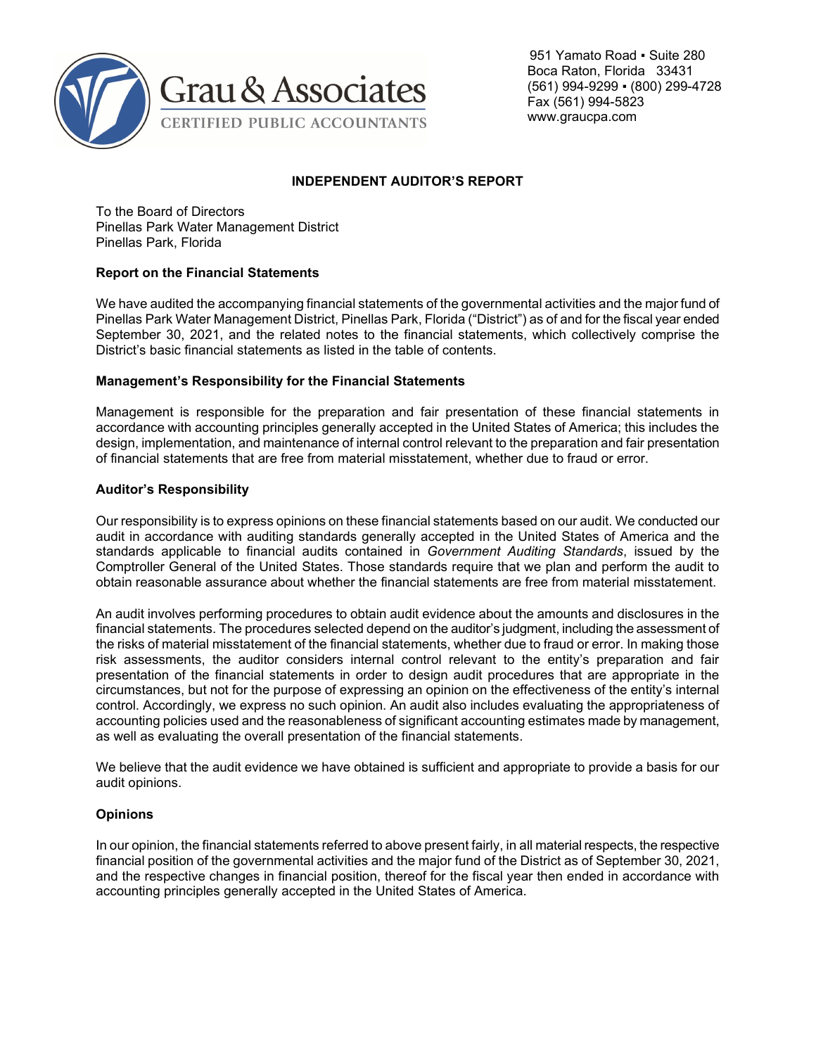Grau & Associates

CERTIFIED PUBLIC ACCOUNTANTS

951 Yamato Road ▪ Suite 280
Boca Raton, Florida 33431
(561) 994-9299 ▪ (800) 299-4728
Fax (561) 994-5823
www.graucpa.com

## INDEPENDENT AUDITOR'S REPORT

To the Board of Directors
Pinellas Park Water Management District
Pinellas Park, Florida

### Report on the Financial Statements

We have audited the accompanying financial statements of the governmental activities and the major fund of Pinellas Park Water Management District, Pinellas Park, Florida ("District") as of and for the fiscal year ended September 30, 2021, and the related notes to the financial statements, which collectively comprise the District's basic financial statements as listed in the table of contents.

### Management's Responsibility for the Financial Statements

Management is responsible for the preparation and fair presentation of these financial statements in accordance with accounting principles generally accepted in the United States of America; this includes the design, implementation, and maintenance of internal control relevant to the preparation and fair presentation of financial statements that are free from material misstatement, whether due to fraud or error.

### Auditor's Responsibility

Our responsibility is to express opinions on these financial statements based on our audit. We conducted our audit in accordance with auditing standards generally accepted in the United States of America and the standards applicable to financial audits contained in *Government Auditing Standards*, issued by the Comptroller General of the United States. Those standards require that we plan and perform the audit to obtain reasonable assurance about whether the financial statements are free from material misstatement.

An audit involves performing procedures to obtain audit evidence about the amounts and disclosures in the financial statements. The procedures selected depend on the auditor's judgment, including the assessment of the risks of material misstatement of the financial statements, whether due to fraud or error. In making those risk assessments, the auditor considers internal control relevant to the entity's preparation and fair presentation of the financial statements in order to design audit procedures that are appropriate in the circumstances, but not for the purpose of expressing an opinion on the effectiveness of the entity's internal control. Accordingly, we express no such opinion. An audit also includes evaluating the appropriateness of accounting policies used and the reasonableness of significant accounting estimates made by management, as well as evaluating the overall presentation of the financial statements.

We believe that the audit evidence we have obtained is sufficient and appropriate to provide a basis for our audit opinions.

### Opinions

In our opinion, the financial statements referred to above present fairly, in all material respects, the respective financial position of the governmental activities and the major fund of the District as of September 30, 2021, and the respective changes in financial position, thereof for the fiscal year then ended in accordance with accounting principles generally accepted in the United States of America.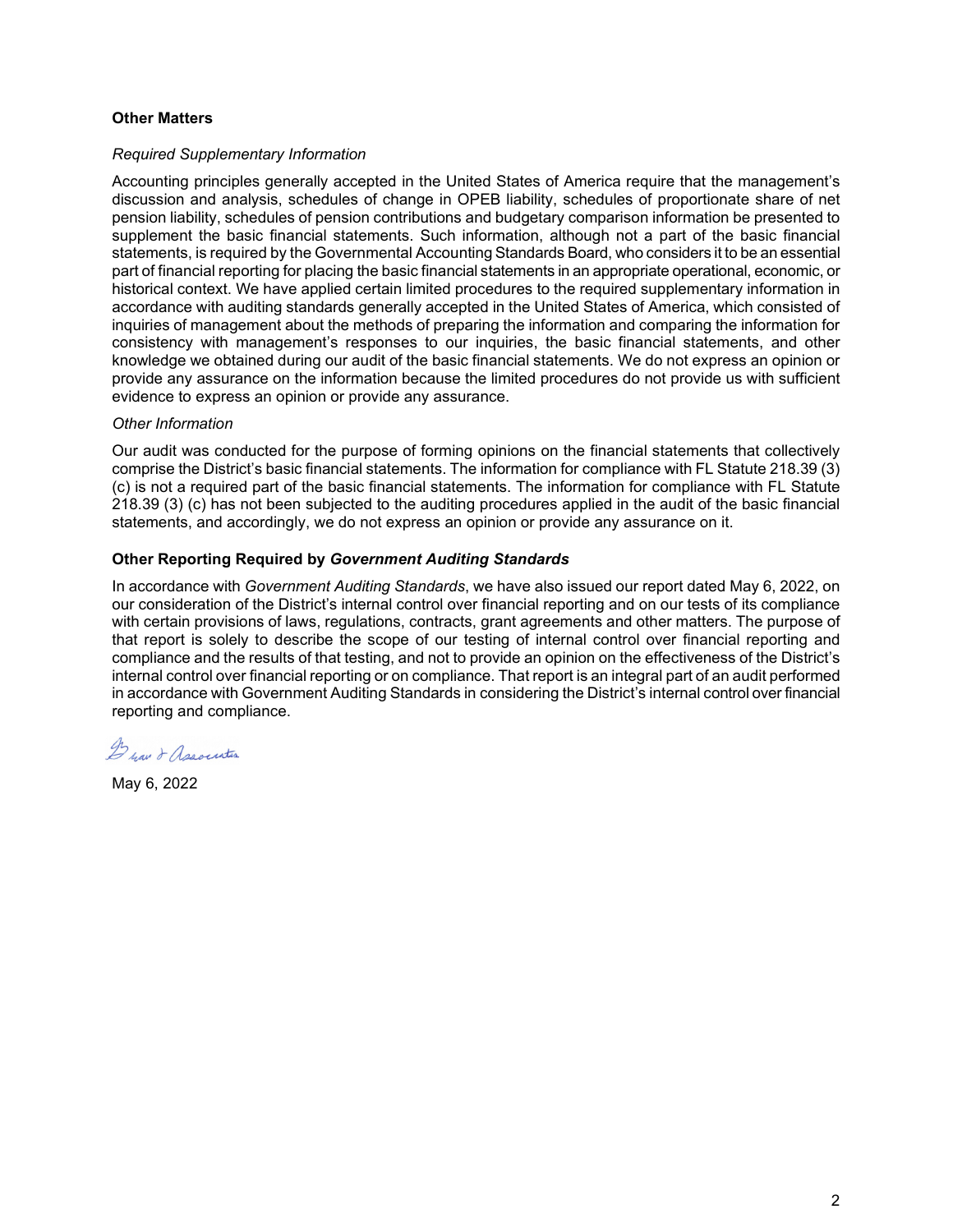## Other Matters

*Required Supplementary Information*

Accounting principles generally accepted in the United States of America require that the management's discussion and analysis, schedules of change in OPEB liability, schedules of proportionate share of net pension liability, schedules of pension contributions and budgetary comparison information be presented to supplement the basic financial statements. Such information, although not a part of the basic financial statements, is required by the Governmental Accounting Standards Board, who considers it to be an essential part of financial reporting for placing the basic financial statements in an appropriate operational, economic, or historical context. We have applied certain limited procedures to the required supplementary information in accordance with auditing standards generally accepted in the United States of America, which consisted of inquiries of management about the methods of preparing the information and comparing the information for consistency with management's responses to our inquiries, the basic financial statements, and other knowledge we obtained during our audit of the basic financial statements. We do not express an opinion or provide any assurance on the information because the limited procedures do not provide us with sufficient evidence to express an opinion or provide any assurance.

*Other Information*

Our audit was conducted for the purpose of forming opinions on the financial statements that collectively comprise the District's basic financial statements. The information for compliance with FL Statute 218.39 (3) (c) is not a required part of the basic financial statements. The information for compliance with FL Statute 218.39 (3) (c) has not been subjected to the auditing procedures applied in the audit of the basic financial statements, and accordingly, we do not express an opinion or provide any assurance on it.

## Other Reporting Required by *Government Auditing Standards*

In accordance with *Government Auditing Standards*, we have also issued our report dated May 6, 2022, on our consideration of the District's internal control over financial reporting and on our tests of its compliance with certain provisions of laws, regulations, contracts, grant agreements and other matters. The purpose of that report is solely to describe the scope of our testing of internal control over financial reporting and compliance and the results of that testing, and not to provide an opinion on the effectiveness of the District's internal control over financial reporting or on compliance. That report is an integral part of an audit performed in accordance with Government Auditing Standards in considering the District's internal control over financial reporting and compliance.

Grau & Associates

May 6, 2022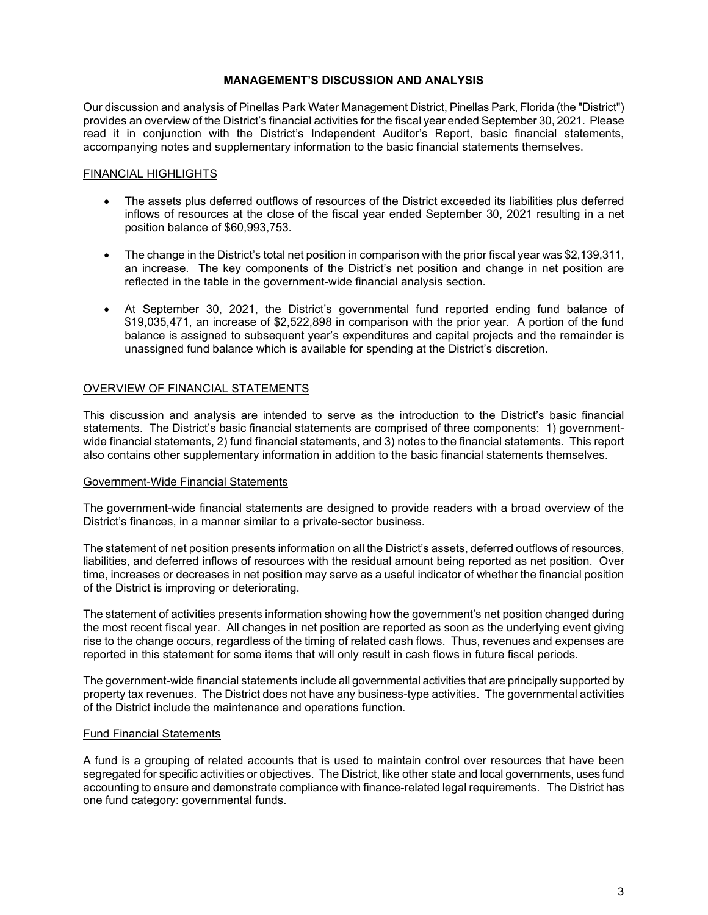# MANAGEMENT'S DISCUSSION AND ANALYSIS

Our discussion and analysis of Pinellas Park Water Management District, Pinellas Park, Florida (the "District") provides an overview of the District's financial activities for the fiscal year ended September 30, 2021. Please read it in conjunction with the District's Independent Auditor's Report, basic financial statements, accompanying notes and supplementary information to the basic financial statements themselves.

## FINANCIAL HIGHLIGHTS

- The assets plus deferred outflows of resources of the District exceeded its liabilities plus deferred inflows of resources at the close of the fiscal year ended September 30, 2021 resulting in a net position balance of $60,993,753.
- The change in the District's total net position in comparison with the prior fiscal year was $2,139,311, an increase. The key components of the District's net position and change in net position are reflected in the table in the government-wide financial analysis section.
- At September 30, 2021, the District's governmental fund reported ending fund balance of $19,035,471, an increase of $2,522,898 in comparison with the prior year. A portion of the fund balance is assigned to subsequent year's expenditures and capital projects and the remainder is unassigned fund balance which is available for spending at the District's discretion.

## OVERVIEW OF FINANCIAL STATEMENTS

This discussion and analysis are intended to serve as the introduction to the District's basic financial statements. The District's basic financial statements are comprised of three components: 1) government-wide financial statements, 2) fund financial statements, and 3) notes to the financial statements. This report also contains other supplementary information in addition to the basic financial statements themselves.

### Government-Wide Financial Statements

The government-wide financial statements are designed to provide readers with a broad overview of the District's finances, in a manner similar to a private-sector business.

The statement of net position presents information on all the District's assets, deferred outflows of resources, liabilities, and deferred inflows of resources with the residual amount being reported as net position. Over time, increases or decreases in net position may serve as a useful indicator of whether the financial position of the District is improving or deteriorating.

The statement of activities presents information showing how the government's net position changed during the most recent fiscal year. All changes in net position are reported as soon as the underlying event giving rise to the change occurs, regardless of the timing of related cash flows. Thus, revenues and expenses are reported in this statement for some items that will only result in cash flows in future fiscal periods.

The government-wide financial statements include all governmental activities that are principally supported by property tax revenues. The District does not have any business-type activities. The governmental activities of the District include the maintenance and operations function.

### Fund Financial Statements

A fund is a grouping of related accounts that is used to maintain control over resources that have been segregated for specific activities or objectives. The District, like other state and local governments, uses fund accounting to ensure and demonstrate compliance with finance-related legal requirements. The District has one fund category: governmental funds.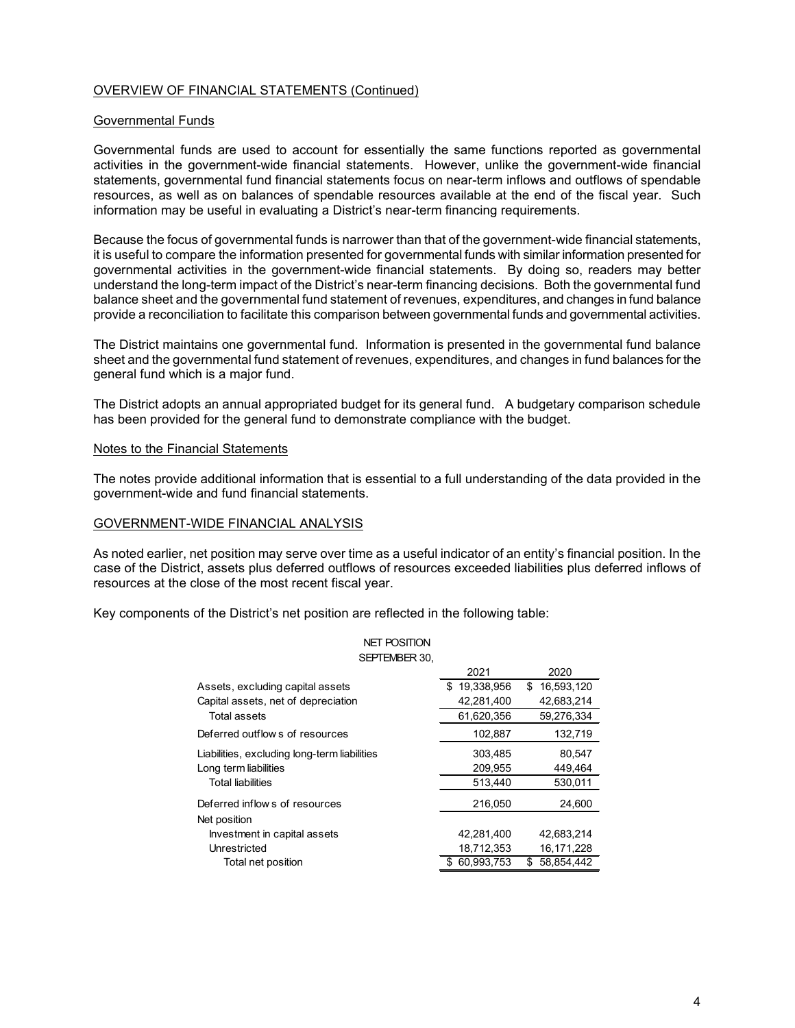OVERVIEW OF FINANCIAL STATEMENTS (Continued)

Governmental Funds

Governmental funds are used to account for essentially the same functions reported as governmental activities in the government-wide financial statements. However, unlike the government-wide financial statements, governmental fund financial statements focus on near-term inflows and outflows of spendable resources, as well as on balances of spendable resources available at the end of the fiscal year. Such information may be useful in evaluating a District's near-term financing requirements.

Because the focus of governmental funds is narrower than that of the government-wide financial statements, it is useful to compare the information presented for governmental funds with similar information presented for governmental activities in the government-wide financial statements. By doing so, readers may better understand the long-term impact of the District's near-term financing decisions. Both the governmental fund balance sheet and the governmental fund statement of revenues, expenditures, and changes in fund balance provide a reconciliation to facilitate this comparison between governmental funds and governmental activities.

The District maintains one governmental fund. Information is presented in the governmental fund balance sheet and the governmental fund statement of revenues, expenditures, and changes in fund balances for the general fund which is a major fund.

The District adopts an annual appropriated budget for its general fund. A budgetary comparison schedule has been provided for the general fund to demonstrate compliance with the budget.

Notes to the Financial Statements

The notes provide additional information that is essential to a full understanding of the data provided in the government-wide and fund financial statements.

GOVERNMENT-WIDE FINANCIAL ANALYSIS

As noted earlier, net position may serve over time as a useful indicator of an entity's financial position. In the case of the District, assets plus deferred outflows of resources exceeded liabilities plus deferred inflows of resources at the close of the most recent fiscal year.

Key components of the District's net position are reflected in the following table:

NET POSITION
SEPTEMBER 30,

| | 2021 | 2020 |
|---|---|---|
| Assets, excluding capital assets | $ 19,338,956 | $ 16,593,120 |
| Capital assets, net of depreciation | 42,281,400 | 42,683,214 |
| Total assets | 61,620,356 | 59,276,334 |
| Deferred outflows of resources | 102,887 | 132,719 |
| Liabilities, excluding long-term liabilities | 303,485 | 80,547 |
| Long term liabilities | 209,955 | 449,464 |
| Total liabilities | 513,440 | 530,011 |
| Deferred inflows of resources | 216,050 | 24,600 |
| Net position | | |
| Investment in capital assets | 42,281,400 | 42,683,214 |
| Unrestricted | 18,712,353 | 16,171,228 |
| Total net position | $ 60,993,753 | $ 58,854,442 |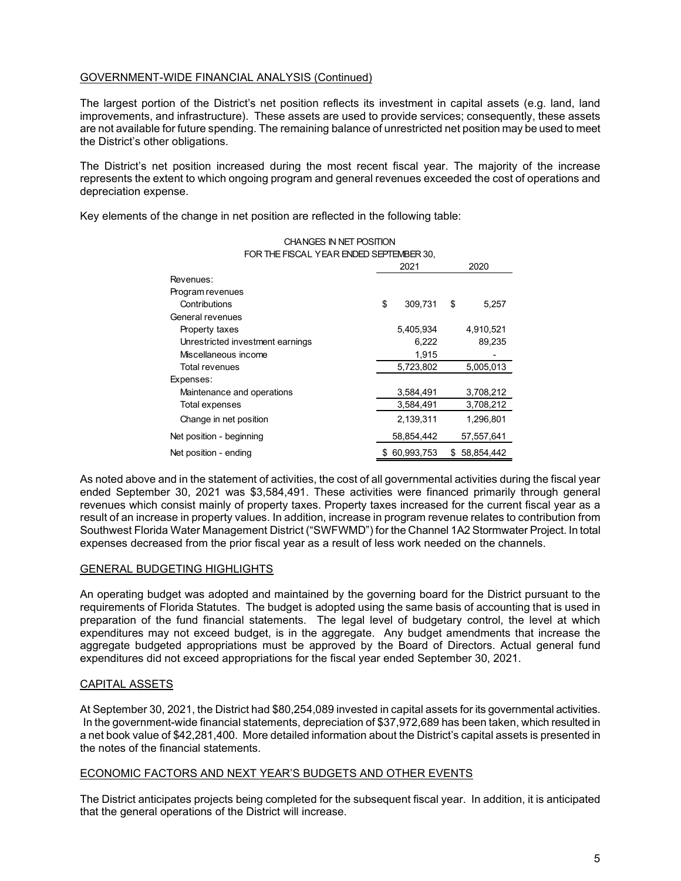GOVERNMENT-WIDE FINANCIAL ANALYSIS (Continued)

The largest portion of the District's net position reflects its investment in capital assets (e.g. land, land improvements, and infrastructure). These assets are used to provide services; consequently, these assets are not available for future spending. The remaining balance of unrestricted net position may be used to meet the District's other obligations.

The District's net position increased during the most recent fiscal year. The majority of the increase represents the extent to which ongoing program and general revenues exceeded the cost of operations and depreciation expense.

Key elements of the change in net position are reflected in the following table:

CHANGES IN NET POSITION
FOR THE FISCAL YEAR ENDED SEPTEMBER 30,

| | 2021 | 2020 |
|---|---|---|
| Revenues: | | |
| Program revenues | | |
| Contributions | $ 309,731 | $ 5,257 |
| General revenues | | |
| Property taxes | 5,405,934 | 4,910,521 |
| Unrestricted investment earnings | 6,222 | 89,235 |
| Miscellaneous income | 1,915 | - |
| Total revenues | 5,723,802 | 5,005,013 |
| Expenses: | | |
| Maintenance and operations | 3,584,491 | 3,708,212 |
| Total expenses | 3,584,491 | 3,708,212 |
| Change in net position | 2,139,311 | 1,296,801 |
| Net position - beginning | 58,854,442 | 57,557,641 |
| Net position - ending | $ 60,993,753 | $ 58,854,442 |

As noted above and in the statement of activities, the cost of all governmental activities during the fiscal year ended September 30, 2021 was $3,584,491. These activities were financed primarily through general revenues which consist mainly of property taxes. Property taxes increased for the current fiscal year as a result of an increase in property values. In addition, increase in program revenue relates to contribution from Southwest Florida Water Management District ("SWFWMD") for the Channel 1A2 Stormwater Project. In total expenses decreased from the prior fiscal year as a result of less work needed on the channels.

GENERAL BUDGETING HIGHLIGHTS

An operating budget was adopted and maintained by the governing board for the District pursuant to the requirements of Florida Statutes. The budget is adopted using the same basis of accounting that is used in preparation of the fund financial statements. The legal level of budgetary control, the level at which expenditures may not exceed budget, is in the aggregate. Any budget amendments that increase the aggregate budgeted appropriations must be approved by the Board of Directors. Actual general fund expenditures did not exceed appropriations for the fiscal year ended September 30, 2021.

CAPITAL ASSETS

At September 30, 2021, the District had $80,254,089 invested in capital assets for its governmental activities. In the government-wide financial statements, depreciation of $37,972,689 has been taken, which resulted in a net book value of $42,281,400. More detailed information about the District's capital assets is presented in the notes of the financial statements.

ECONOMIC FACTORS AND NEXT YEAR'S BUDGETS AND OTHER EVENTS

The District anticipates projects being completed for the subsequent fiscal year. In addition, it is anticipated that the general operations of the District will increase.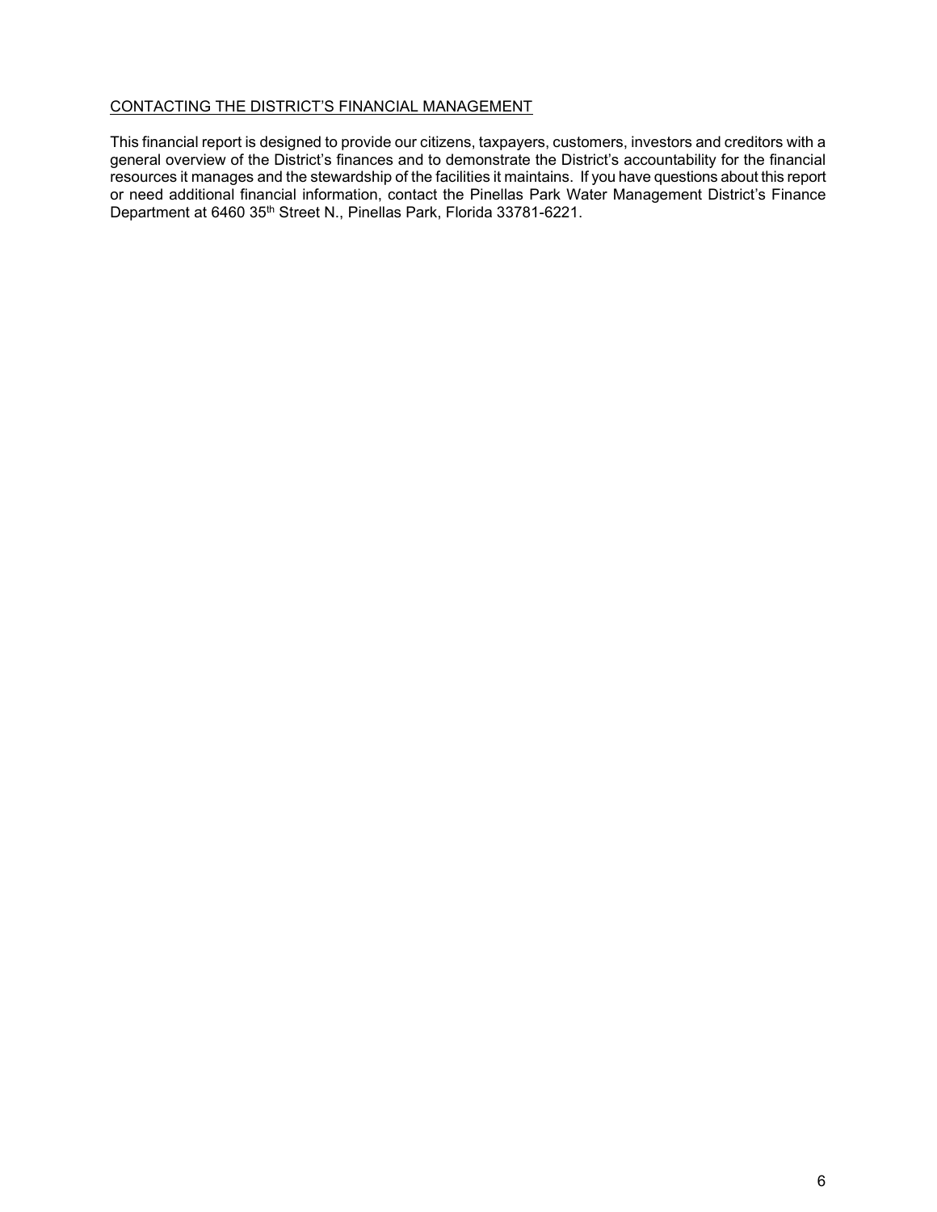## CONTACTING THE DISTRICT'S FINANCIAL MANAGEMENT

This financial report is designed to provide our citizens, taxpayers, customers, investors and creditors with a general overview of the District's finances and to demonstrate the District's accountability for the financial resources it manages and the stewardship of the facilities it maintains. If you have questions about this report or need additional financial information, contact the Pinellas Park Water Management District's Finance Department at 6460 35th Street N., Pinellas Park, Florida 33781-6221.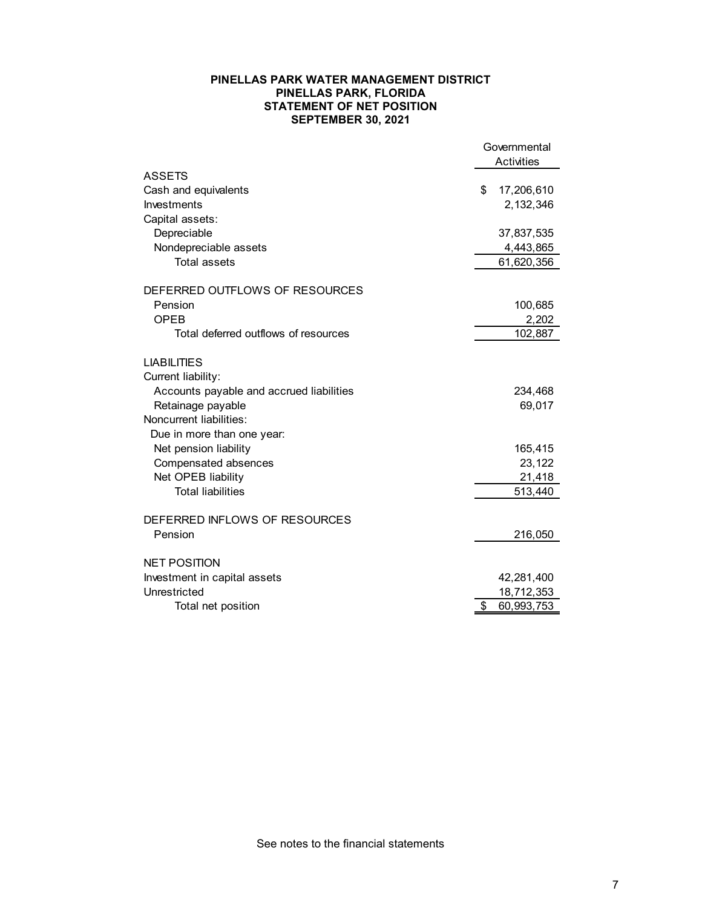# PINELLAS PARK WATER MANAGEMENT DISTRICT
## PINELLAS PARK, FLORIDA
## STATEMENT OF NET POSITION
## SEPTEMBER 30, 2021

| | Governmental Activities |
|---|---|
| **ASSETS** | |
| Cash and equivalents | $ 17,206,610 |
| Investments | 2,132,346 |
| Capital assets: | |
| Depreciable | 37,837,535 |
| Nondepreciable assets | 4,443,865 |
| Total assets | 61,620,356 |
| **DEFERRED OUTFLOWS OF RESOURCES** | |
| Pension | 100,685 |
| OPEB | 2,202 |
| Total deferred outflows of resources | 102,887 |
| **LIABILITIES** | |
| Current liability: | |
| Accounts payable and accrued liabilities | 234,468 |
| Retainage payable | 69,017 |
| Noncurrent liabilities: | |
| Due in more than one year: | |
| Net pension liability | 165,415 |
| Compensated absences | 23,122 |
| Net OPEB liability | 21,418 |
| Total liabilities | 513,440 |
| **DEFERRED INFLOWS OF RESOURCES** | |
| Pension | 216,050 |
| **NET POSITION** | |
| Investment in capital assets | 42,281,400 |
| Unrestricted | 18,712,353 |
| Total net position | $ 60,993,753 |

See notes to the financial statements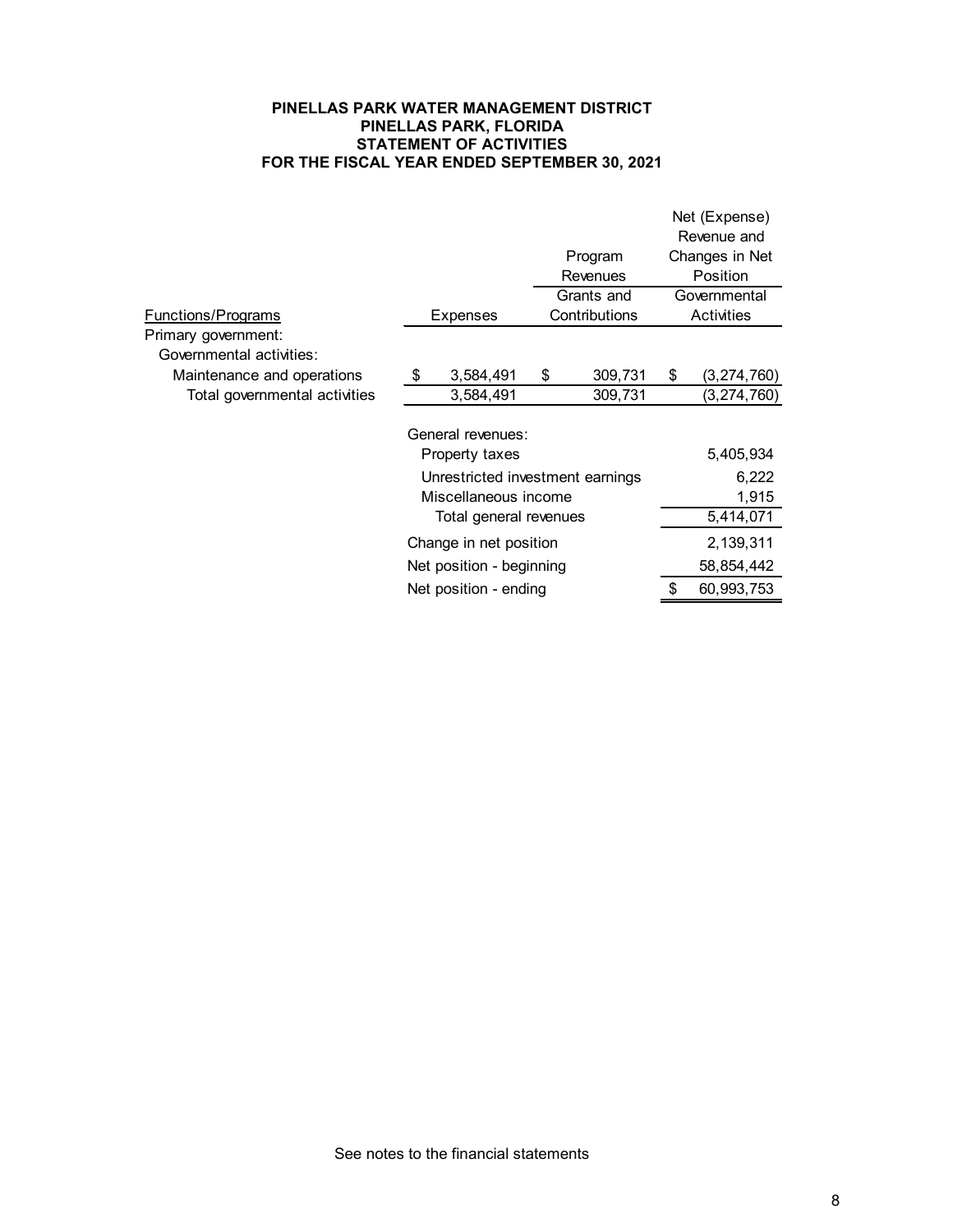**PINELLAS PARK WATER MANAGEMENT DISTRICT**
**PINELLAS PARK, FLORIDA**
**STATEMENT OF ACTIVITIES**
**FOR THE FISCAL YEAR ENDED SEPTEMBER 30, 2021**

| | | Program Revenues | Net (Expense) Revenue and Changes in Net Position |
|---|---|---|---|
| Functions/Programs | Expenses | Grants and Contributions | Governmental Activities |
| Primary government: | | | |
| Governmental activities: | | | |
| Maintenance and operations | $ 3,584,491 | $ 309,731 | $ (3,274,760) |
| Total governmental activities | 3,584,491 | 309,731 | (3,274,760) |
| | General revenues: | | |
| | Property taxes | | 5,405,934 |
| | Unrestricted investment earnings | | 6,222 |
| | Miscellaneous income | | 1,915 |
| | Total general revenues | | 5,414,071 |
| | Change in net position | | 2,139,311 |
| | Net position - beginning | | 58,854,442 |
| | Net position - ending | | $ 60,993,753 |

See notes to the financial statements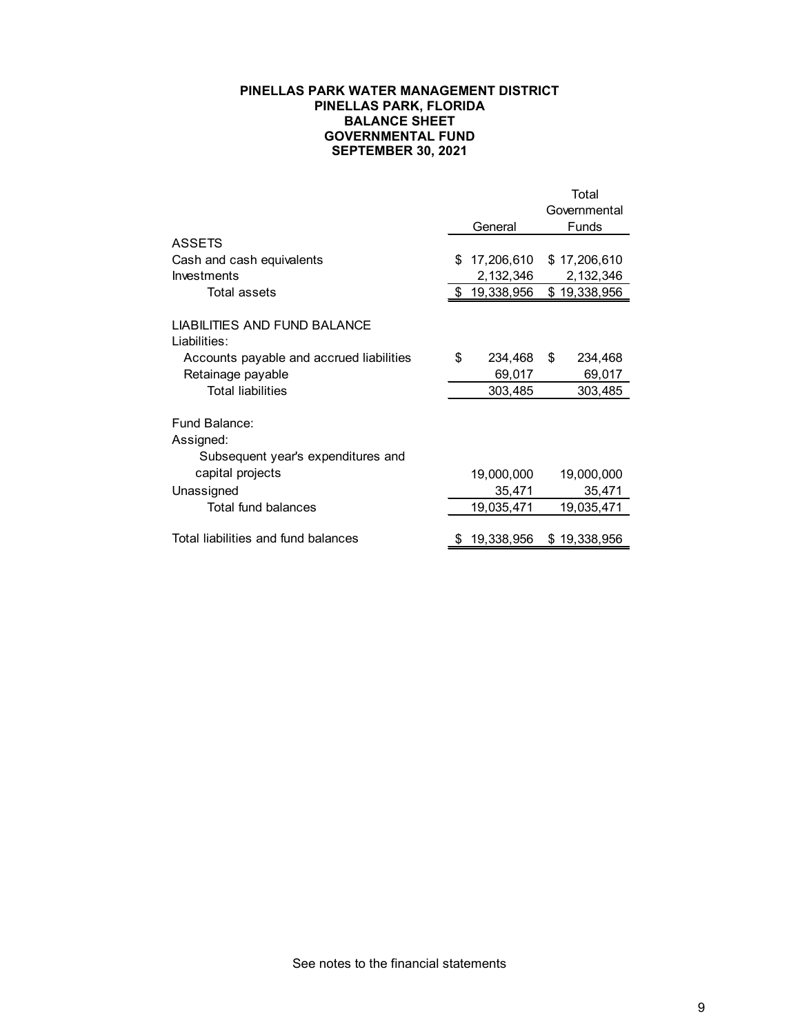**PINELLAS PARK WATER MANAGEMENT DISTRICT**
**PINELLAS PARK, FLORIDA**
**BALANCE SHEET**
**GOVERNMENTAL FUND**
**SEPTEMBER 30, 2021**

| | General | Total Governmental Funds |
|---|---|---|
| ASSETS | | |
| Cash and cash equivalents | $ 17,206,610 | $ 17,206,610 |
| Investments | 2,132,346 | 2,132,346 |
| Total assets | $ 19,338,956 | $ 19,338,956 |
| | | |
| LIABILITIES AND FUND BALANCE | | |
| Liabilities: | | |
| Accounts payable and accrued liabilities | $ 234,468 | $ 234,468 |
| Retainage payable | 69,017 | 69,017 |
| Total liabilities | 303,485 | 303,485 |
| | | |
| Fund Balance: | | |
| Assigned: | | |
| Subsequent year's expenditures and capital projects | 19,000,000 | 19,000,000 |
| Unassigned | 35,471 | 35,471 |
| Total fund balances | 19,035,471 | 19,035,471 |
| | | |
| Total liabilities and fund balances | $ 19,338,956 | $ 19,338,956 |

See notes to the financial statements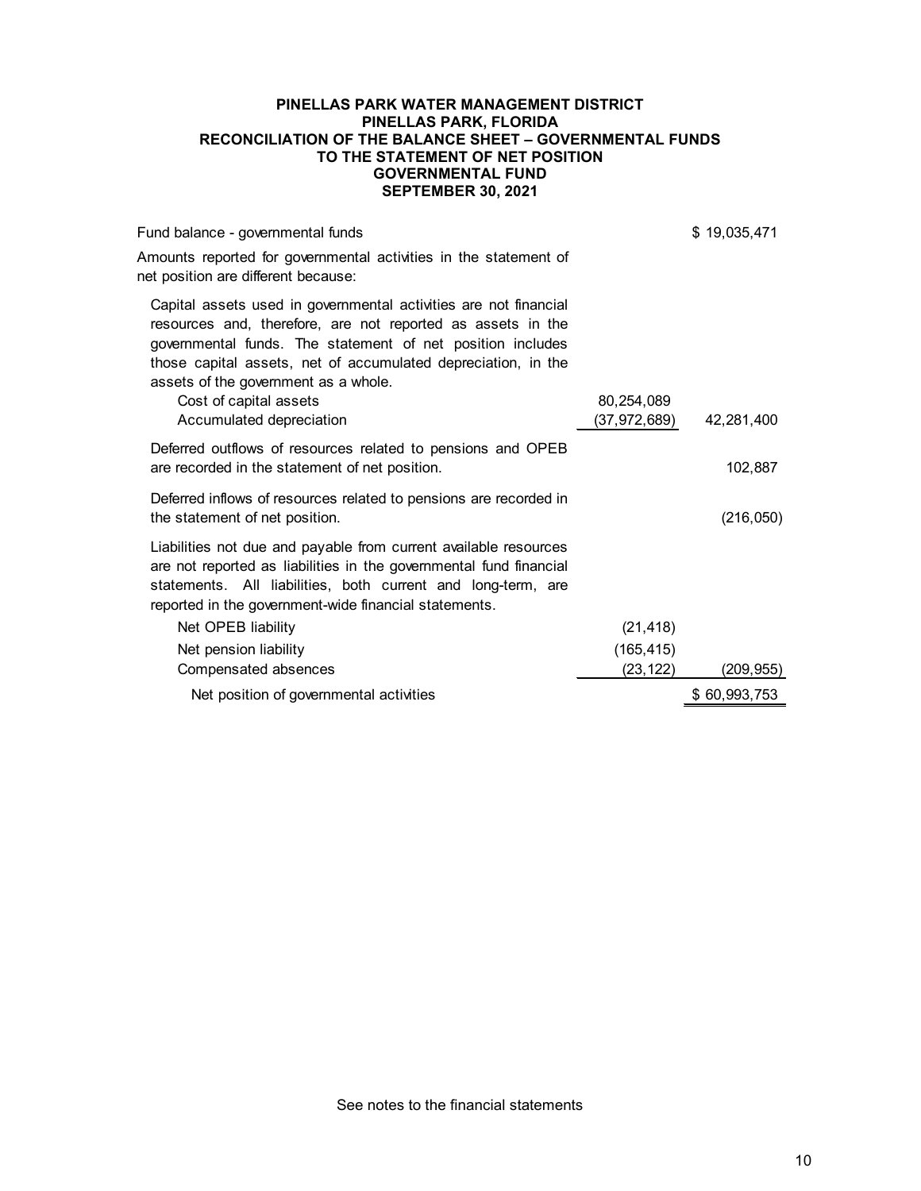**PINELLAS PARK WATER MANAGEMENT DISTRICT**
**PINELLAS PARK, FLORIDA**
**RECONCILIATION OF THE BALANCE SHEET – GOVERNMENTAL FUNDS**
**TO THE STATEMENT OF NET POSITION**
**GOVERNMENTAL FUND**
**SEPTEMBER 30, 2021**

| | | |
|---|---|---|
| Fund balance - governmental funds | | $ 19,035,471 |
| Amounts reported for governmental activities in the statement of net position are different because: | | |
| Capital assets used in governmental activities are not financial resources and, therefore, are not reported as assets in the governmental funds. The statement of net position includes those capital assets, net of accumulated depreciation, in the assets of the government as a whole. | | |
| Cost of capital assets | 80,254,089 | |
| Accumulated depreciation | (37,972,689) | 42,281,400 |
| Deferred outflows of resources related to pensions and OPEB are recorded in the statement of net position. | | 102,887 |
| Deferred inflows of resources related to pensions are recorded in the statement of net position. | | (216,050) |
| Liabilities not due and payable from current available resources are not reported as liabilities in the governmental fund financial statements. All liabilities, both current and long-term, are reported in the government-wide financial statements. | | |
| Net OPEB liability | (21,418) | |
| Net pension liability | (165,415) | |
| Compensated absences | (23,122) | (209,955) |
| Net position of governmental activities | | $ 60,993,753 |

See notes to the financial statements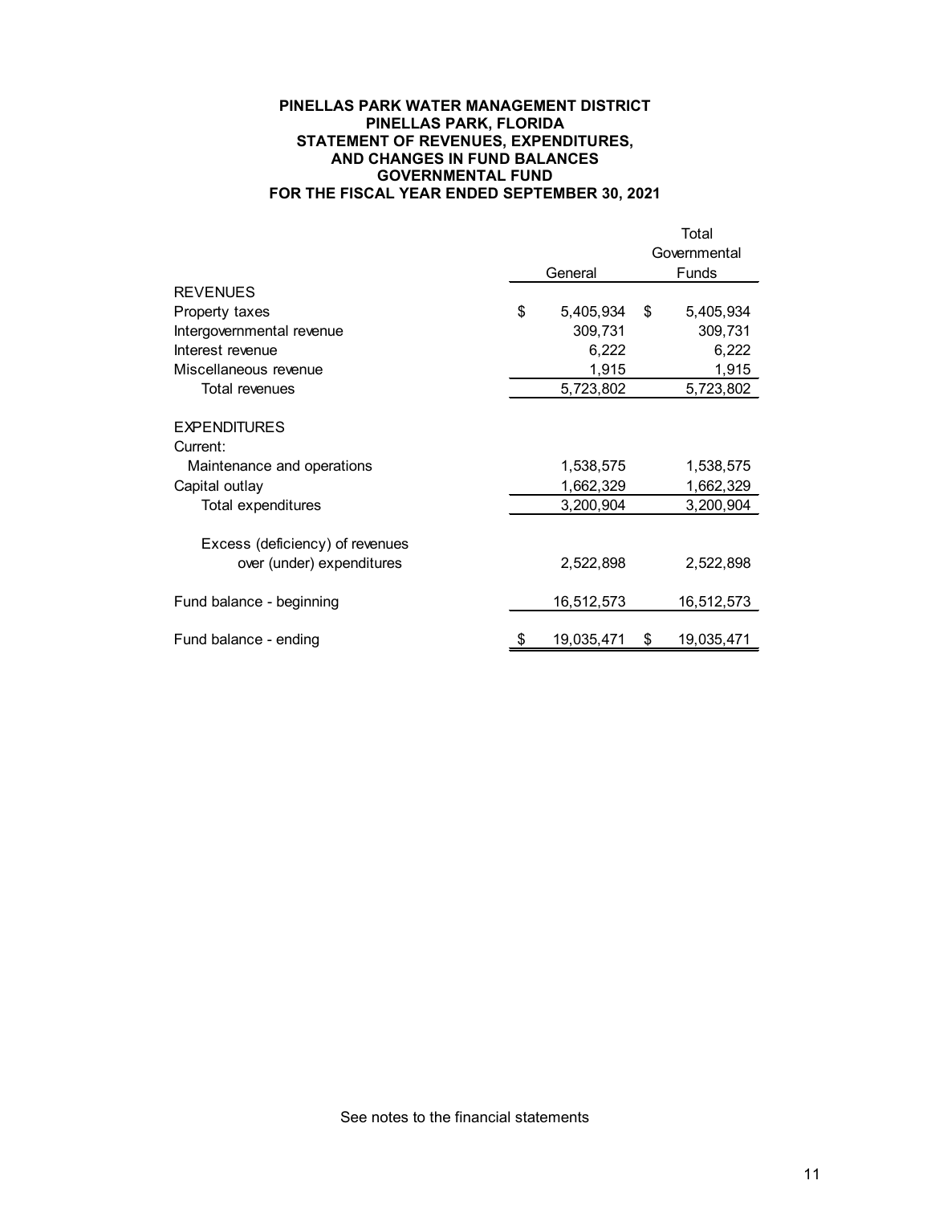# PINELLAS PARK WATER MANAGEMENT DISTRICT
## PINELLAS PARK, FLORIDA
## STATEMENT OF REVENUES, EXPENDITURES, AND CHANGES IN FUND BALANCES
## GOVERNMENTAL FUND
## FOR THE FISCAL YEAR ENDED SEPTEMBER 30, 2021

| | General | Total Governmental Funds |
|---|---|---|
| **REVENUES** | | |
| Property taxes | $ 5,405,934 | $ 5,405,934 |
| Intergovernmental revenue | 309,731 | 309,731 |
| Interest revenue | 6,222 | 6,222 |
| Miscellaneous revenue | 1,915 | 1,915 |
| Total revenues | 5,723,802 | 5,723,802 |
| **EXPENDITURES** | | |
| Current: | | |
| Maintenance and operations | 1,538,575 | 1,538,575 |
| Capital outlay | 1,662,329 | 1,662,329 |
| Total expenditures | 3,200,904 | 3,200,904 |
| Excess (deficiency) of revenues over (under) expenditures | 2,522,898 | 2,522,898 |
| Fund balance - beginning | 16,512,573 | 16,512,573 |
| Fund balance - ending | $ 19,035,471 | $ 19,035,471 |

See notes to the financial statements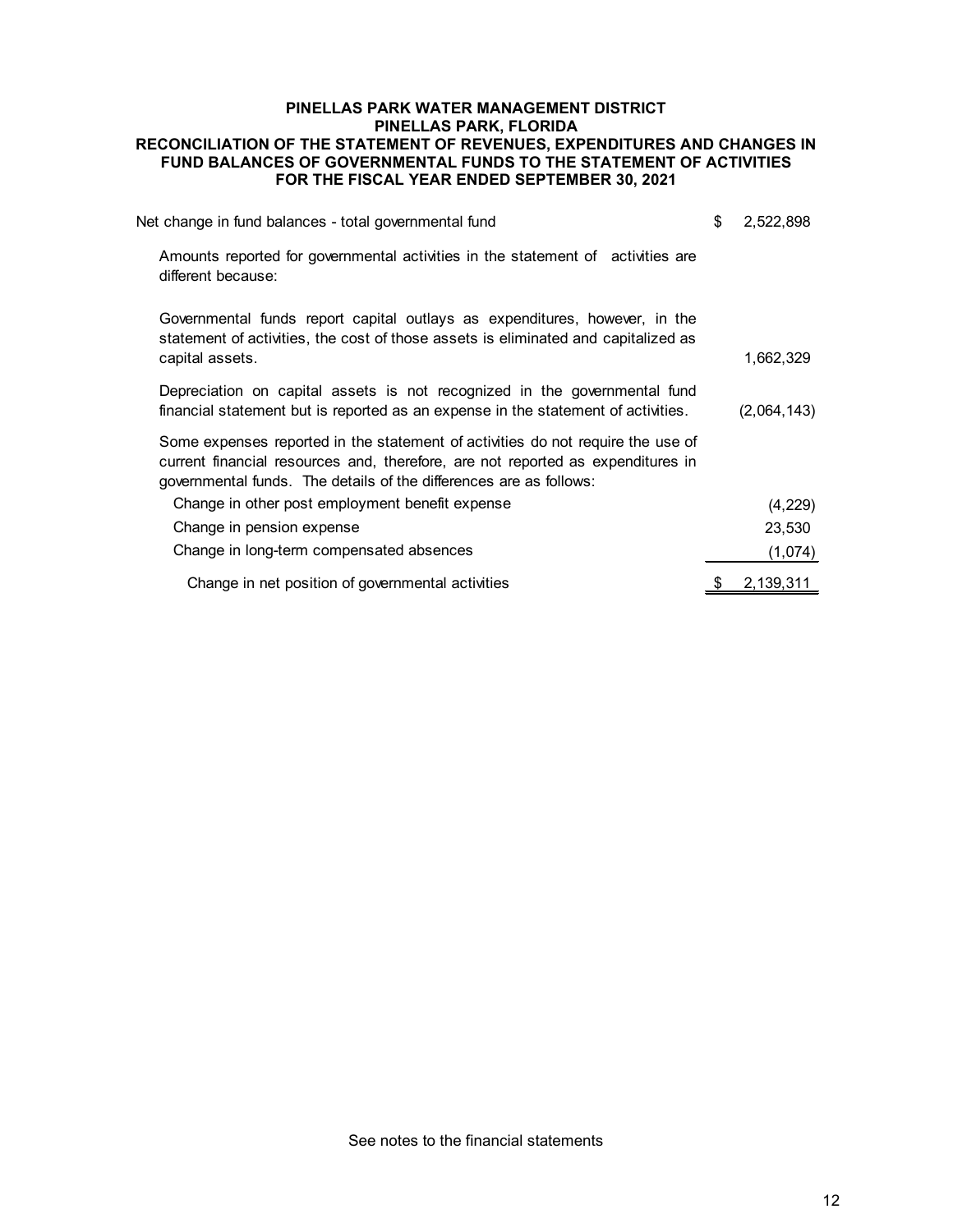# PINELLAS PARK WATER MANAGEMENT DISTRICT
## PINELLAS PARK, FLORIDA
## RECONCILIATION OF THE STATEMENT OF REVENUES, EXPENDITURES AND CHANGES IN FUND BALANCES OF GOVERNMENTAL FUNDS TO THE STATEMENT OF ACTIVITIES
## FOR THE FISCAL YEAR ENDED SEPTEMBER 30, 2021

| | |
|---|---|
| Net change in fund balances - total governmental fund | $ 2,522,898 |
| Amounts reported for governmental activities in the statement of activities are different because: | |
| Governmental funds report capital outlays as expenditures, however, in the statement of activities, the cost of those assets is eliminated and capitalized as capital assets. | 1,662,329 |
| Depreciation on capital assets is not recognized in the governmental fund financial statement but is reported as an expense in the statement of activities. | (2,064,143) |
| Some expenses reported in the statement of activities do not require the use of current financial resources and, therefore, are not reported as expenditures in governmental funds. The details of the differences are as follows: | |
| Change in other post employment benefit expense | (4,229) |
| Change in pension expense | 23,530 |
| Change in long-term compensated absences | (1,074) |
| Change in net position of governmental activities | $ 2,139,311 |

See notes to the financial statements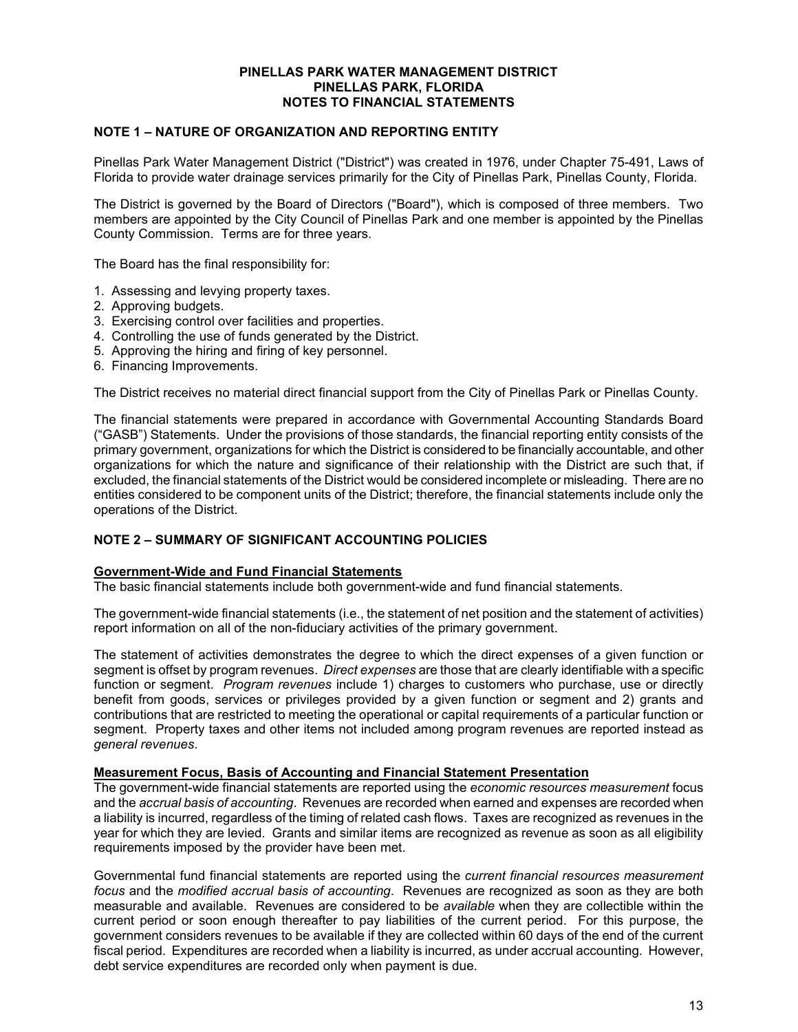# PINELLAS PARK WATER MANAGEMENT DISTRICT
## PINELLAS PARK, FLORIDA
## NOTES TO FINANCIAL STATEMENTS

### NOTE 1 – NATURE OF ORGANIZATION AND REPORTING ENTITY

Pinellas Park Water Management District ("District") was created in 1976, under Chapter 75-491, Laws of Florida to provide water drainage services primarily for the City of Pinellas Park, Pinellas County, Florida.

The District is governed by the Board of Directors ("Board"), which is composed of three members. Two members are appointed by the City Council of Pinellas Park and one member is appointed by the Pinellas County Commission. Terms are for three years.

The Board has the final responsibility for:

1. Assessing and levying property taxes.
2. Approving budgets.
3. Exercising control over facilities and properties.
4. Controlling the use of funds generated by the District.
5. Approving the hiring and firing of key personnel.
6. Financing Improvements.

The District receives no material direct financial support from the City of Pinellas Park or Pinellas County.

The financial statements were prepared in accordance with Governmental Accounting Standards Board ("GASB") Statements. Under the provisions of those standards, the financial reporting entity consists of the primary government, organizations for which the District is considered to be financially accountable, and other organizations for which the nature and significance of their relationship with the District are such that, if excluded, the financial statements of the District would be considered incomplete or misleading. There are no entities considered to be component units of the District; therefore, the financial statements include only the operations of the District.

### NOTE 2 – SUMMARY OF SIGNIFICANT ACCOUNTING POLICIES

**Government-Wide and Fund Financial Statements**

The basic financial statements include both government-wide and fund financial statements.

The government-wide financial statements (i.e., the statement of net position and the statement of activities) report information on all of the non-fiduciary activities of the primary government.

The statement of activities demonstrates the degree to which the direct expenses of a given function or segment is offset by program revenues. *Direct expenses* are those that are clearly identifiable with a specific function or segment. *Program revenues* include 1) charges to customers who purchase, use or directly benefit from goods, services or privileges provided by a given function or segment and 2) grants and contributions that are restricted to meeting the operational or capital requirements of a particular function or segment. Property taxes and other items not included among program revenues are reported instead as *general revenues*.

**Measurement Focus, Basis of Accounting and Financial Statement Presentation**

The government-wide financial statements are reported using the *economic resources measurement* focus and the *accrual basis of accounting*. Revenues are recorded when earned and expenses are recorded when a liability is incurred, regardless of the timing of related cash flows. Taxes are recognized as revenues in the year for which they are levied. Grants and similar items are recognized as revenue as soon as all eligibility requirements imposed by the provider have been met.

Governmental fund financial statements are reported using the *current financial resources measurement focus* and the *modified accrual basis of accounting*. Revenues are recognized as soon as they are both measurable and available. Revenues are considered to be *available* when they are collectible within the current period or soon enough thereafter to pay liabilities of the current period. For this purpose, the government considers revenues to be available if they are collected within 60 days of the end of the current fiscal period. Expenditures are recorded when a liability is incurred, as under accrual accounting. However, debt service expenditures are recorded only when payment is due.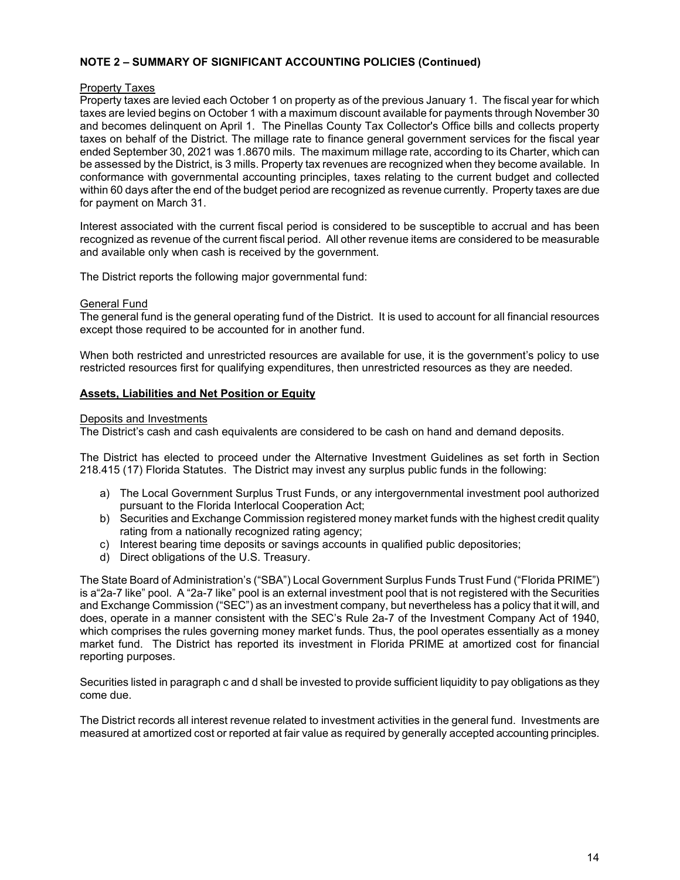## NOTE 2 – SUMMARY OF SIGNIFICANT ACCOUNTING POLICIES (Continued)

Property Taxes

Property taxes are levied each October 1 on property as of the previous January 1. The fiscal year for which taxes are levied begins on October 1 with a maximum discount available for payments through November 30 and becomes delinquent on April 1. The Pinellas County Tax Collector's Office bills and collects property taxes on behalf of the District. The millage rate to finance general government services for the fiscal year ended September 30, 2021 was 1.8670 mils. The maximum millage rate, according to its Charter, which can be assessed by the District, is 3 mills. Property tax revenues are recognized when they become available. In conformance with governmental accounting principles, taxes relating to the current budget and collected within 60 days after the end of the budget period are recognized as revenue currently. Property taxes are due for payment on March 31.

Interest associated with the current fiscal period is considered to be susceptible to accrual and has been recognized as revenue of the current fiscal period. All other revenue items are considered to be measurable and available only when cash is received by the government.

The District reports the following major governmental fund:

General Fund

The general fund is the general operating fund of the District. It is used to account for all financial resources except those required to be accounted for in another fund.

When both restricted and unrestricted resources are available for use, it is the government's policy to use restricted resources first for qualifying expenditures, then unrestricted resources as they are needed.

**Assets, Liabilities and Net Position or Equity**

Deposits and Investments

The District's cash and cash equivalents are considered to be cash on hand and demand deposits.

The District has elected to proceed under the Alternative Investment Guidelines as set forth in Section 218.415 (17) Florida Statutes. The District may invest any surplus public funds in the following:

a) The Local Government Surplus Trust Funds, or any intergovernmental investment pool authorized pursuant to the Florida Interlocal Cooperation Act;
b) Securities and Exchange Commission registered money market funds with the highest credit quality rating from a nationally recognized rating agency;
c) Interest bearing time deposits or savings accounts in qualified public depositories;
d) Direct obligations of the U.S. Treasury.

The State Board of Administration's ("SBA") Local Government Surplus Funds Trust Fund ("Florida PRIME") is a"2a-7 like" pool. A "2a-7 like" pool is an external investment pool that is not registered with the Securities and Exchange Commission ("SEC") as an investment company, but nevertheless has a policy that it will, and does, operate in a manner consistent with the SEC's Rule 2a-7 of the Investment Company Act of 1940, which comprises the rules governing money market funds. Thus, the pool operates essentially as a money market fund. The District has reported its investment in Florida PRIME at amortized cost for financial reporting purposes.

Securities listed in paragraph c and d shall be invested to provide sufficient liquidity to pay obligations as they come due.

The District records all interest revenue related to investment activities in the general fund. Investments are measured at amortized cost or reported at fair value as required by generally accepted accounting principles.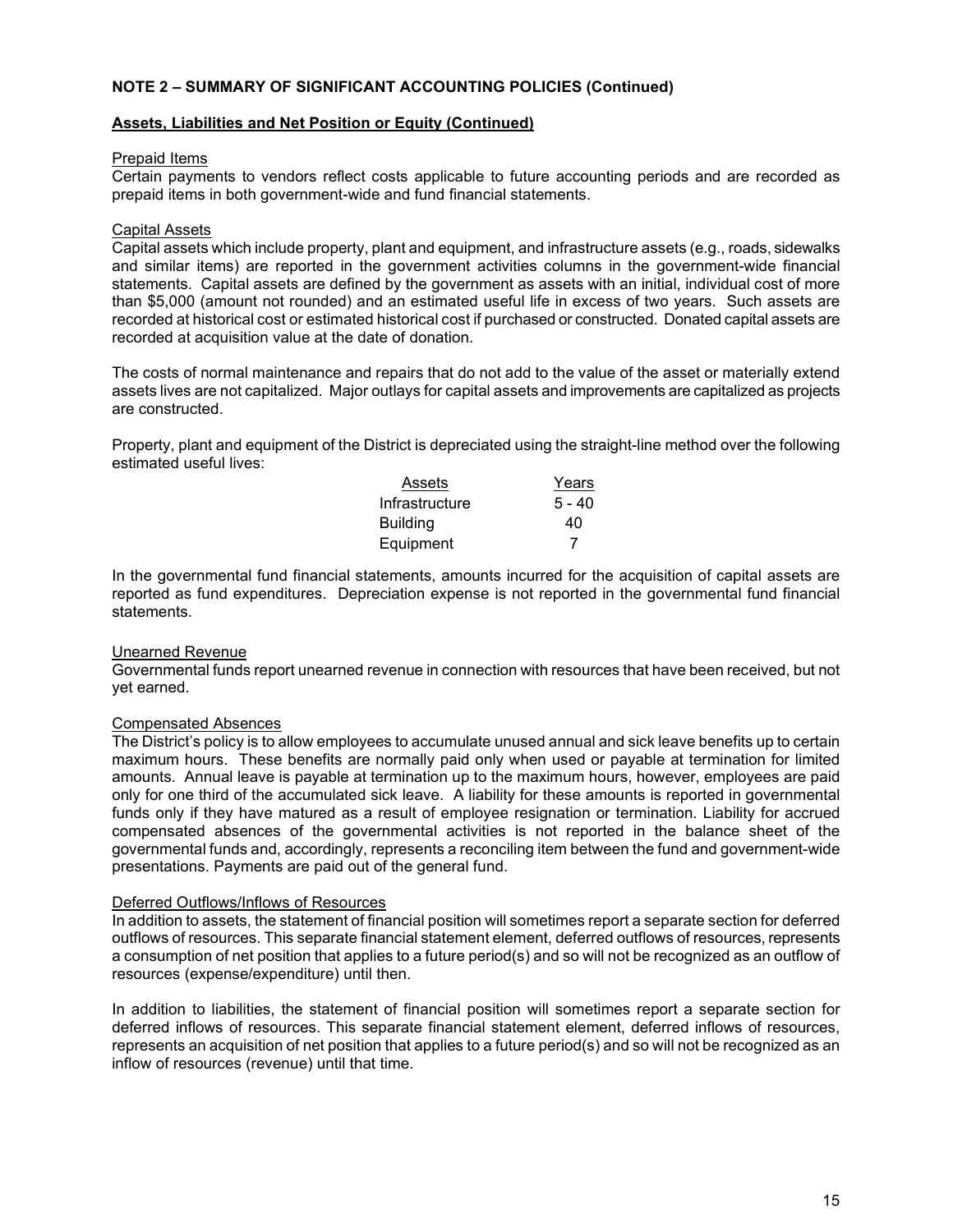**NOTE 2 – SUMMARY OF SIGNIFICANT ACCOUNTING POLICIES (Continued)**

**Assets, Liabilities and Net Position or Equity (Continued)**

Prepaid Items

Certain payments to vendors reflect costs applicable to future accounting periods and are recorded as prepaid items in both government-wide and fund financial statements.

Capital Assets

Capital assets which include property, plant and equipment, and infrastructure assets (e.g., roads, sidewalks and similar items) are reported in the government activities columns in the government-wide financial statements. Capital assets are defined by the government as assets with an initial, individual cost of more than $5,000 (amount not rounded) and an estimated useful life in excess of two years. Such assets are recorded at historical cost or estimated historical cost if purchased or constructed. Donated capital assets are recorded at acquisition value at the date of donation.

The costs of normal maintenance and repairs that do not add to the value of the asset or materially extend assets lives are not capitalized. Major outlays for capital assets and improvements are capitalized as projects are constructed.

Property, plant and equipment of the District is depreciated using the straight-line method over the following estimated useful lives:

| Assets | Years |
|---|---|
| Infrastructure | 5 - 40 |
| Building | 40 |
| Equipment | 7 |

In the governmental fund financial statements, amounts incurred for the acquisition of capital assets are reported as fund expenditures. Depreciation expense is not reported in the governmental fund financial statements.

Unearned Revenue

Governmental funds report unearned revenue in connection with resources that have been received, but not yet earned.

Compensated Absences

The District's policy is to allow employees to accumulate unused annual and sick leave benefits up to certain maximum hours. These benefits are normally paid only when used or payable at termination for limited amounts. Annual leave is payable at termination up to the maximum hours, however, employees are paid only for one third of the accumulated sick leave. A liability for these amounts is reported in governmental funds only if they have matured as a result of employee resignation or termination. Liability for accrued compensated absences of the governmental activities is not reported in the balance sheet of the governmental funds and, accordingly, represents a reconciling item between the fund and government-wide presentations. Payments are paid out of the general fund.

Deferred Outflows/Inflows of Resources

In addition to assets, the statement of financial position will sometimes report a separate section for deferred outflows of resources. This separate financial statement element, deferred outflows of resources, represents a consumption of net position that applies to a future period(s) and so will not be recognized as an outflow of resources (expense/expenditure) until then.

In addition to liabilities, the statement of financial position will sometimes report a separate section for deferred inflows of resources. This separate financial statement element, deferred inflows of resources, represents an acquisition of net position that applies to a future period(s) and so will not be recognized as an inflow of resources (revenue) until that time.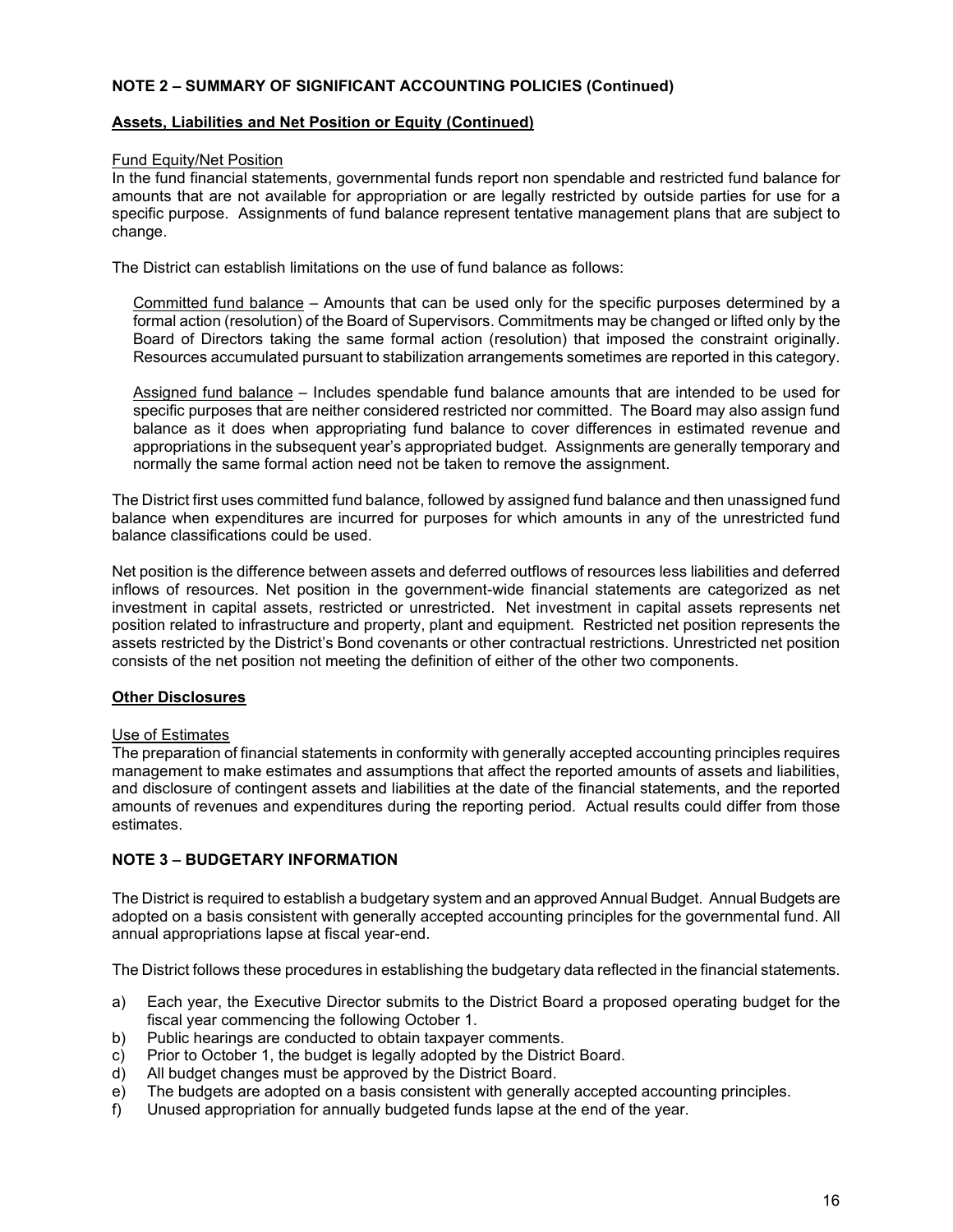## NOTE 2 – SUMMARY OF SIGNIFICANT ACCOUNTING POLICIES (Continued)

### Assets, Liabilities and Net Position or Equity (Continued)

Fund Equity/Net Position

In the fund financial statements, governmental funds report non spendable and restricted fund balance for amounts that are not available for appropriation or are legally restricted by outside parties for use for a specific purpose. Assignments of fund balance represent tentative management plans that are subject to change.

The District can establish limitations on the use of fund balance as follows:

> Committed fund balance – Amounts that can be used only for the specific purposes determined by a formal action (resolution) of the Board of Supervisors. Commitments may be changed or lifted only by the Board of Directors taking the same formal action (resolution) that imposed the constraint originally. Resources accumulated pursuant to stabilization arrangements sometimes are reported in this category.
>
> Assigned fund balance – Includes spendable fund balance amounts that are intended to be used for specific purposes that are neither considered restricted nor committed. The Board may also assign fund balance as it does when appropriating fund balance to cover differences in estimated revenue and appropriations in the subsequent year's appropriated budget. Assignments are generally temporary and normally the same formal action need not be taken to remove the assignment.

The District first uses committed fund balance, followed by assigned fund balance and then unassigned fund balance when expenditures are incurred for purposes for which amounts in any of the unrestricted fund balance classifications could be used.

Net position is the difference between assets and deferred outflows of resources less liabilities and deferred inflows of resources. Net position in the government-wide financial statements are categorized as net investment in capital assets, restricted or unrestricted. Net investment in capital assets represents net position related to infrastructure and property, plant and equipment. Restricted net position represents the assets restricted by the District's Bond covenants or other contractual restrictions. Unrestricted net position consists of the net position not meeting the definition of either of the other two components.

### Other Disclosures

Use of Estimates

The preparation of financial statements in conformity with generally accepted accounting principles requires management to make estimates and assumptions that affect the reported amounts of assets and liabilities, and disclosure of contingent assets and liabilities at the date of the financial statements, and the reported amounts of revenues and expenditures during the reporting period. Actual results could differ from those estimates.

## NOTE 3 – BUDGETARY INFORMATION

The District is required to establish a budgetary system and an approved Annual Budget. Annual Budgets are adopted on a basis consistent with generally accepted accounting principles for the governmental fund. All annual appropriations lapse at fiscal year-end.

The District follows these procedures in establishing the budgetary data reflected in the financial statements.

a) Each year, the Executive Director submits to the District Board a proposed operating budget for the fiscal year commencing the following October 1.
b) Public hearings are conducted to obtain taxpayer comments.
c) Prior to October 1, the budget is legally adopted by the District Board.
d) All budget changes must be approved by the District Board.
e) The budgets are adopted on a basis consistent with generally accepted accounting principles.
f) Unused appropriation for annually budgeted funds lapse at the end of the year.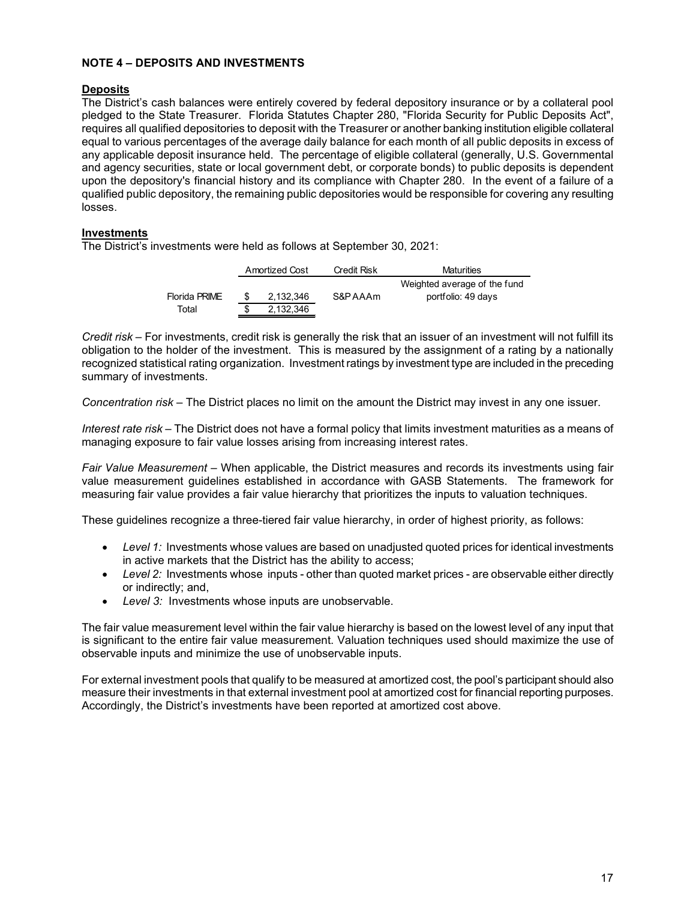## NOTE 4 – DEPOSITS AND INVESTMENTS

### Deposits

The District's cash balances were entirely covered by federal depository insurance or by a collateral pool pledged to the State Treasurer. Florida Statutes Chapter 280, "Florida Security for Public Deposits Act", requires all qualified depositories to deposit with the Treasurer or another banking institution eligible collateral equal to various percentages of the average daily balance for each month of all public deposits in excess of any applicable deposit insurance held. The percentage of eligible collateral (generally, U.S. Governmental and agency securities, state or local government debt, or corporate bonds) to public deposits is dependent upon the depository's financial history and its compliance with Chapter 280. In the event of a failure of a qualified public depository, the remaining public depositories would be responsible for covering any resulting losses.

### Investments

The District's investments were held as follows at September 30, 2021:

| | Amortized Cost | Credit Risk | Maturities |
|---|---|---|---|
| Florida PRIME | $ 2,132,346 | S&P AAAm | Weighted average of the fund portfolio: 49 days |
| Total | $ 2,132,346 | | |

*Credit risk* – For investments, credit risk is generally the risk that an issuer of an investment will not fulfill its obligation to the holder of the investment. This is measured by the assignment of a rating by a nationally recognized statistical rating organization. Investment ratings by investment type are included in the preceding summary of investments.

*Concentration risk* – The District places no limit on the amount the District may invest in any one issuer.

*Interest rate risk* – The District does not have a formal policy that limits investment maturities as a means of managing exposure to fair value losses arising from increasing interest rates.

*Fair Value Measurement* – When applicable, the District measures and records its investments using fair value measurement guidelines established in accordance with GASB Statements. The framework for measuring fair value provides a fair value hierarchy that prioritizes the inputs to valuation techniques.

These guidelines recognize a three-tiered fair value hierarchy, in order of highest priority, as follows:

- *Level 1:* Investments whose values are based on unadjusted quoted prices for identical investments in active markets that the District has the ability to access;
- *Level 2:* Investments whose inputs - other than quoted market prices - are observable either directly or indirectly; and,
- *Level 3:* Investments whose inputs are unobservable.

The fair value measurement level within the fair value hierarchy is based on the lowest level of any input that is significant to the entire fair value measurement. Valuation techniques used should maximize the use of observable inputs and minimize the use of unobservable inputs.

For external investment pools that qualify to be measured at amortized cost, the pool's participant should also measure their investments in that external investment pool at amortized cost for financial reporting purposes. Accordingly, the District's investments have been reported at amortized cost above.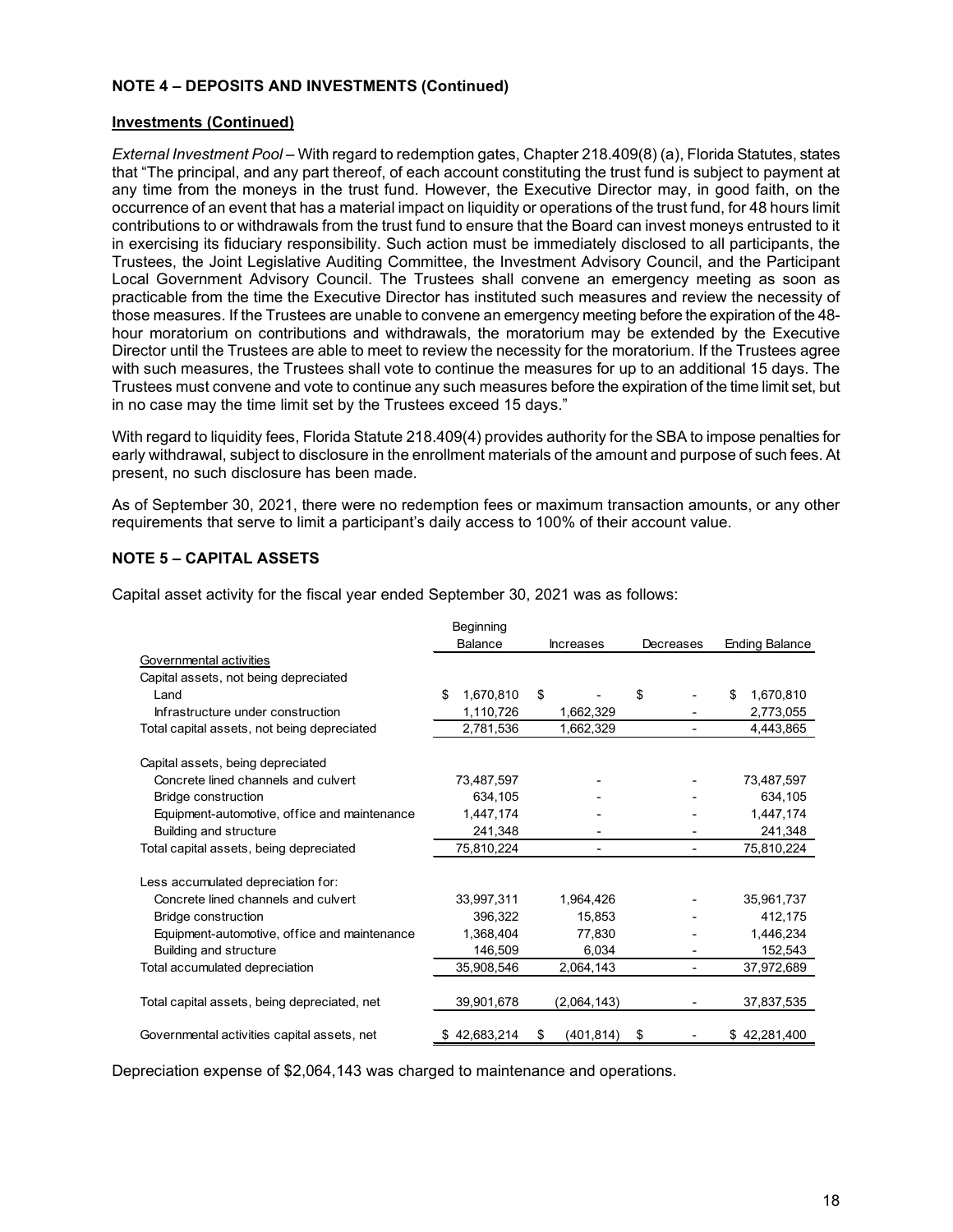**NOTE 4 – DEPOSITS AND INVESTMENTS (Continued)**

**Investments (Continued)**

*External Investment Pool* – With regard to redemption gates, Chapter 218.409(8) (a), Florida Statutes, states that "The principal, and any part thereof, of each account constituting the trust fund is subject to payment at any time from the moneys in the trust fund. However, the Executive Director may, in good faith, on the occurrence of an event that has a material impact on liquidity or operations of the trust fund, for 48 hours limit contributions to or withdrawals from the trust fund to ensure that the Board can invest moneys entrusted to it in exercising its fiduciary responsibility. Such action must be immediately disclosed to all participants, the Trustees, the Joint Legislative Auditing Committee, the Investment Advisory Council, and the Participant Local Government Advisory Council. The Trustees shall convene an emergency meeting as soon as practicable from the time the Executive Director has instituted such measures and review the necessity of those measures. If the Trustees are unable to convene an emergency meeting before the expiration of the 48-hour moratorium on contributions and withdrawals, the moratorium may be extended by the Executive Director until the Trustees are able to meet to review the necessity for the moratorium. If the Trustees agree with such measures, the Trustees shall vote to continue the measures for up to an additional 15 days. The Trustees must convene and vote to continue any such measures before the expiration of the time limit set, but in no case may the time limit set by the Trustees exceed 15 days."

With regard to liquidity fees, Florida Statute 218.409(4) provides authority for the SBA to impose penalties for early withdrawal, subject to disclosure in the enrollment materials of the amount and purpose of such fees. At present, no such disclosure has been made.

As of September 30, 2021, there were no redemption fees or maximum transaction amounts, or any other requirements that serve to limit a participant's daily access to 100% of their account value.

**NOTE 5 – CAPITAL ASSETS**

Capital asset activity for the fiscal year ended September 30, 2021 was as follows:

| | Beginning Balance | Increases | Decreases | Ending Balance |
|---|---|---|---|---|
| Governmental activities | | | | |
| Capital assets, not being depreciated | | | | |
| Land | $ 1,670,810 | $ - | $ - | $ 1,670,810 |
| Infrastructure under construction | 1,110,726 | 1,662,329 | - | 2,773,055 |
| Total capital assets, not being depreciated | 2,781,536 | 1,662,329 | - | 4,443,865 |
| Capital assets, being depreciated | | | | |
| Concrete lined channels and culvert | 73,487,597 | - | - | 73,487,597 |
| Bridge construction | 634,105 | - | - | 634,105 |
| Equipment-automotive, office and maintenance | 1,447,174 | - | - | 1,447,174 |
| Building and structure | 241,348 | - | - | 241,348 |
| Total capital assets, being depreciated | 75,810,224 | - | - | 75,810,224 |
| Less accumulated depreciation for: | | | | |
| Concrete lined channels and culvert | 33,997,311 | 1,964,426 | - | 35,961,737 |
| Bridge construction | 396,322 | 15,853 | - | 412,175 |
| Equipment-automotive, office and maintenance | 1,368,404 | 77,830 | - | 1,446,234 |
| Building and structure | 146,509 | 6,034 | - | 152,543 |
| Total accumulated depreciation | 35,908,546 | 2,064,143 | - | 37,972,689 |
| Total capital assets, being depreciated, net | 39,901,678 | (2,064,143) | - | 37,837,535 |
| Governmental activities capital assets, net | $ 42,683,214 | $ (401,814) | $ - | $ 42,281,400 |

Depreciation expense of $2,064,143 was charged to maintenance and operations.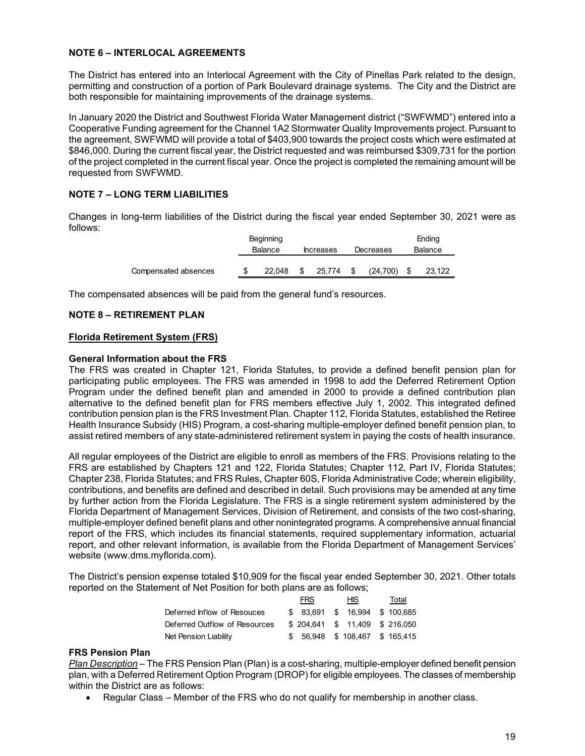## NOTE 6 – INTERLOCAL AGREEMENTS

The District has entered into an Interlocal Agreement with the City of Pinellas Park related to the design, permitting and construction of a portion of Park Boulevard drainage systems. The City and the District are both responsible for maintaining improvements of the drainage systems.

In January 2020 the District and Southwest Florida Water Management district ("SWFWMD") entered into a Cooperative Funding agreement for the Channel 1A2 Stormwater Quality Improvements project. Pursuant to the agreement, SWFWMD will provide a total of $403,900 towards the project costs which were estimated at $846,000. During the current fiscal year, the District requested and was reimbursed $309,731 for the portion of the project completed in the current fiscal year. Once the project is completed the remaining amount will be requested from SWFWMD.

## NOTE 7 – LONG TERM LIABILITIES

Changes in long-term liabilities of the District during the fiscal year ended September 30, 2021 were as follows:

| | Beginning Balance | Increases | Decreases | Ending Balance |
|---|---|---|---|---|
| Compensated absences | $ 22,048 | $ 25,774 | $ (24,700) | $ 23,122 |

The compensated absences will be paid from the general fund's resources.

## NOTE 8 – RETIREMENT PLAN

**Florida Retirement System (FRS)**

### General Information about the FRS

The FRS was created in Chapter 121, Florida Statutes, to provide a defined benefit pension plan for participating public employees. The FRS was amended in 1998 to add the Deferred Retirement Option Program under the defined benefit plan and amended in 2000 to provide a defined contribution plan alternative to the defined benefit plan for FRS members effective July 1, 2002. This integrated defined contribution pension plan is the FRS Investment Plan. Chapter 112, Florida Statutes, established the Retiree Health Insurance Subsidy (HIS) Program, a cost-sharing multiple-employer defined benefit pension plan, to assist retired members of any state-administered retirement system in paying the costs of health insurance.

All regular employees of the District are eligible to enroll as members of the FRS. Provisions relating to the FRS are established by Chapters 121 and 122, Florida Statutes; Chapter 112, Part IV, Florida Statutes; Chapter 238, Florida Statutes; and FRS Rules, Chapter 60S, Florida Administrative Code; wherein eligibility, contributions, and benefits are defined and described in detail. Such provisions may be amended at any time by further action from the Florida Legislature. The FRS is a single retirement system administered by the Florida Department of Management Services, Division of Retirement, and consists of the two cost-sharing, multiple-employer defined benefit plans and other nonintegrated programs. A comprehensive annual financial report of the FRS, which includes its financial statements, required supplementary information, actuarial report, and other relevant information, is available from the Florida Department of Management Services' website (www.dms.myflorida.com).

The District's pension expense totaled $10,909 for the fiscal year ended September 30, 2021. Other totals reported on the Statement of Net Position for both plans are as follows;

| | FRS | HIS | Total |
|---|---|---|---|
| Deferred Inflow of Resouces | $ 83,691 | $ 16,994 | $ 100,685 |
| Deferred Outflow of Resources | $ 204,641 | $ 11,409 | $ 216,050 |
| Net Pension Liability | $ 56,948 | $ 108,467 | $ 165,415 |

### FRS Pension Plan

*Plan Description* – The FRS Pension Plan (Plan) is a cost-sharing, multiple-employer defined benefit pension plan, with a Deferred Retirement Option Program (DROP) for eligible employees. The classes of membership within the District are as follows:

- Regular Class – Member of the FRS who do not qualify for membership in another class.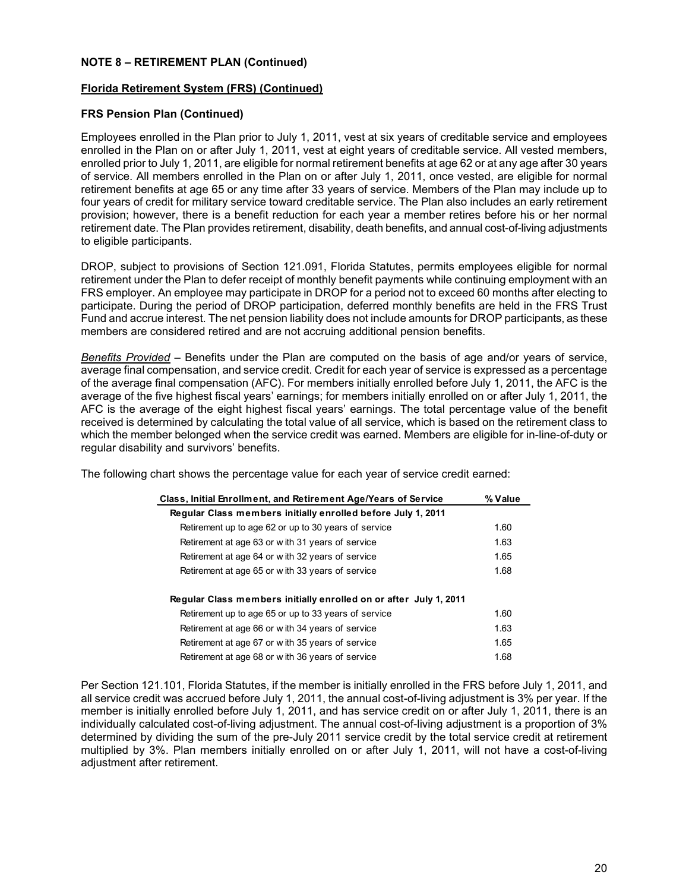**NOTE 8 – RETIREMENT PLAN (Continued)**

**Florida Retirement System (FRS) (Continued)**

**FRS Pension Plan (Continued)**

Employees enrolled in the Plan prior to July 1, 2011, vest at six years of creditable service and employees enrolled in the Plan on or after July 1, 2011, vest at eight years of creditable service. All vested members, enrolled prior to July 1, 2011, are eligible for normal retirement benefits at age 62 or at any age after 30 years of service. All members enrolled in the Plan on or after July 1, 2011, once vested, are eligible for normal retirement benefits at age 65 or any time after 33 years of service. Members of the Plan may include up to four years of credit for military service toward creditable service. The Plan also includes an early retirement provision; however, there is a benefit reduction for each year a member retires before his or her normal retirement date. The Plan provides retirement, disability, death benefits, and annual cost-of-living adjustments to eligible participants.

DROP, subject to provisions of Section 121.091, Florida Statutes, permits employees eligible for normal retirement under the Plan to defer receipt of monthly benefit payments while continuing employment with an FRS employer. An employee may participate in DROP for a period not to exceed 60 months after electing to participate. During the period of DROP participation, deferred monthly benefits are held in the FRS Trust Fund and accrue interest. The net pension liability does not include amounts for DROP participants, as these members are considered retired and are not accruing additional pension benefits.

*Benefits Provided* – Benefits under the Plan are computed on the basis of age and/or years of service, average final compensation, and service credit. Credit for each year of service is expressed as a percentage of the average final compensation (AFC). For members initially enrolled before July 1, 2011, the AFC is the average of the five highest fiscal years' earnings; for members initially enrolled on or after July 1, 2011, the AFC is the average of the eight highest fiscal years' earnings. The total percentage value of the benefit received is determined by calculating the total value of all service, which is based on the retirement class to which the member belonged when the service credit was earned. Members are eligible for in-line-of-duty or regular disability and survivors' benefits.

The following chart shows the percentage value for each year of service credit earned:

| Class, Initial Enrollment, and Retirement Age/Years of Service | % Value |
|---|---|
| **Regular Class members initially enrolled before July 1, 2011** | |
| Retirement up to age 62 or up to 30 years of service | 1.60 |
| Retirement at age 63 or with 31 years of service | 1.63 |
| Retirement at age 64 or with 32 years of service | 1.65 |
| Retirement at age 65 or with 33 years of service | 1.68 |
| **Regular Class members initially enrolled on or after July 1, 2011** | |
| Retirement up to age 65 or up to 33 years of service | 1.60 |
| Retirement at age 66 or with 34 years of service | 1.63 |
| Retirement at age 67 or with 35 years of service | 1.65 |
| Retirement at age 68 or with 36 years of service | 1.68 |

Per Section 121.101, Florida Statutes, if the member is initially enrolled in the FRS before July 1, 2011, and all service credit was accrued before July 1, 2011, the annual cost-of-living adjustment is 3% per year. If the member is initially enrolled before July 1, 2011, and has service credit on or after July 1, 2011, there is an individually calculated cost-of-living adjustment. The annual cost-of-living adjustment is a proportion of 3% determined by dividing the sum of the pre-July 2011 service credit by the total service credit at retirement multiplied by 3%. Plan members initially enrolled on or after July 1, 2011, will not have a cost-of-living adjustment after retirement.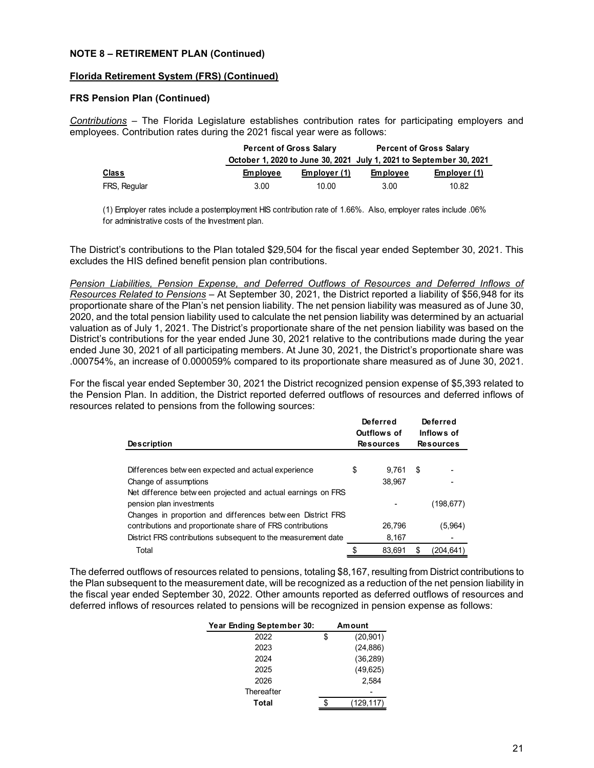**NOTE 8 – RETIREMENT PLAN (Continued)**

**Florida Retirement System (FRS) (Continued)**

**FRS Pension Plan (Continued)**

*Contributions* – The Florida Legislature establishes contribution rates for participating employers and employees. Contribution rates during the 2021 fiscal year were as follows:

| | Percent of Gross Salary October 1, 2020 to June 30, 2021 | | Percent of Gross Salary July 1, 2021 to September 30, 2021 | |
|---|---|---|---|---|
| **Class** | **Employee** | **Employer (1)** | **Employee** | **Employer (1)** |
| FRS, Regular | 3.00 | 10.00 | 3.00 | 10.82 |

(1) Employer rates include a postemployment HIS contribution rate of 1.66%. Also, employer rates include .06% for administrative costs of the Investment plan.

The District's contributions to the Plan totaled $29,504 for the fiscal year ended September 30, 2021. This excludes the HIS defined benefit pension plan contributions.

*Pension Liabilities, Pension Expense, and Deferred Outflows of Resources and Deferred Inflows of Resources Related to Pensions* – At September 30, 2021, the District reported a liability of $56,948 for its proportionate share of the Plan's net pension liability. The net pension liability was measured as of June 30, 2020, and the total pension liability used to calculate the net pension liability was determined by an actuarial valuation as of July 1, 2021. The District's proportionate share of the net pension liability was based on the District's contributions for the year ended June 30, 2021 relative to the contributions made during the year ended June 30, 2021 of all participating members. At June 30, 2021, the District's proportionate share was .000754%, an increase of 0.000059% compared to its proportionate share measured as of June 30, 2021.

For the fiscal year ended September 30, 2021 the District recognized pension expense of $5,393 related to the Pension Plan. In addition, the District reported deferred outflows of resources and deferred inflows of resources related to pensions from the following sources:

| Description | Deferred Outflows of Resources | Deferred Inflows of Resources |
|---|---|---|
| Differences between expected and actual experience | $ 9,761 | $ - |
| Change of assumptions | 38,967 | - |
| Net difference between projected and actual earnings on FRS pension plan investments | - | (198,677) |
| Changes in proportion and differences between District FRS contributions and proportionate share of FRS contributions | 26,796 | (5,964) |
| District FRS contributions subsequent to the measurement date | 8,167 | - |
| Total | $ 83,691 | $ (204,641) |

The deferred outflows of resources related to pensions, totaling $8,167, resulting from District contributions to the Plan subsequent to the measurement date, will be recognized as a reduction of the net pension liability in the fiscal year ended September 30, 2022. Other amounts reported as deferred outflows of resources and deferred inflows of resources related to pensions will be recognized in pension expense as follows:

| Year Ending September 30: | Amount |
|---|---|
| 2022 | $ (20,901) |
| 2023 | (24,886) |
| 2024 | (36,289) |
| 2025 | (49,625) |
| 2026 | 2,584 |
| Thereafter | - |
| **Total** | $ (129,117) |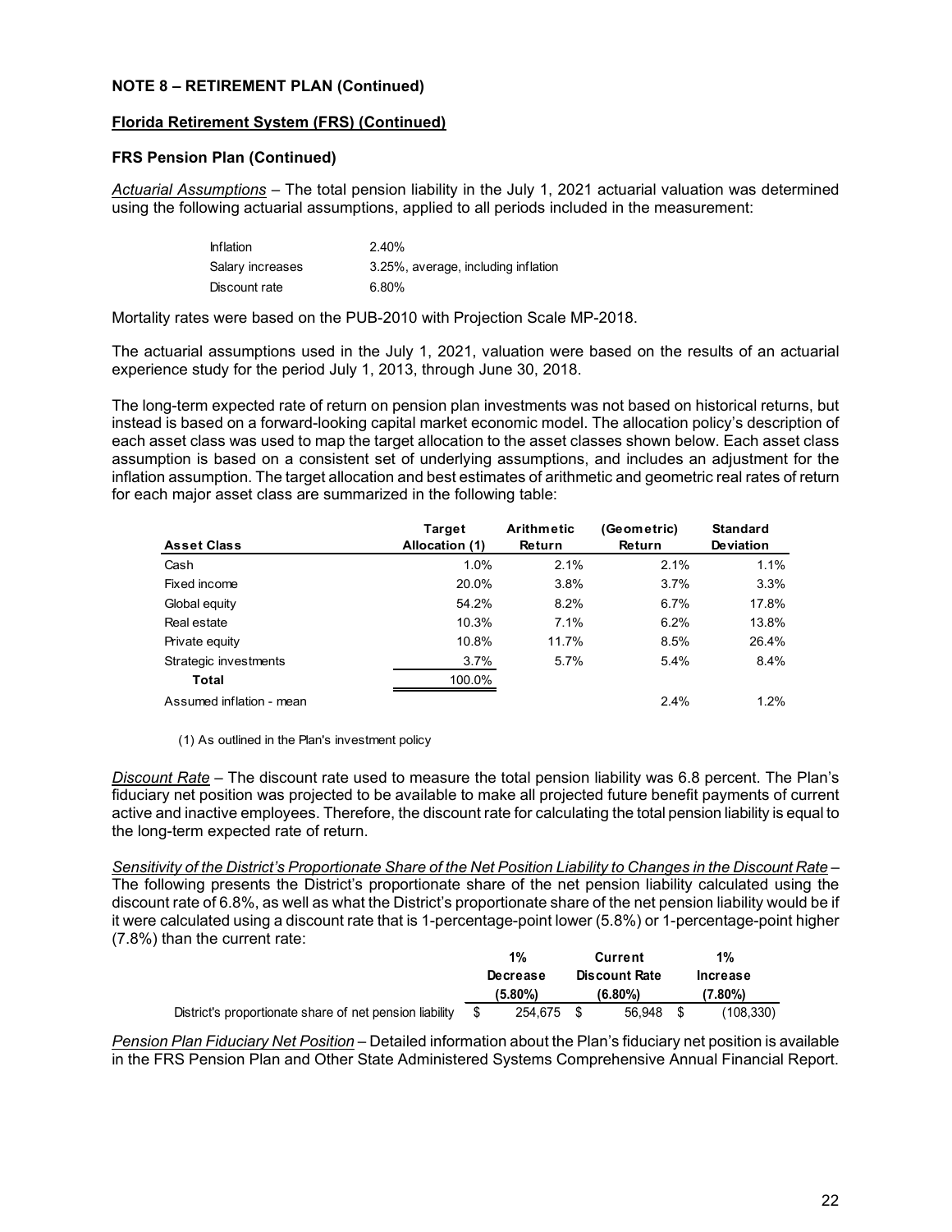**NOTE 8 – RETIREMENT PLAN (Continued)**

**Florida Retirement System (FRS) (Continued)**

**FRS Pension Plan (Continued)**

*Actuarial Assumptions* – The total pension liability in the July 1, 2021 actuarial valuation was determined using the following actuarial assumptions, applied to all periods included in the measurement:

| | |
|---|---|
| Inflation | 2.40% |
| Salary increases | 3.25%, average, including inflation |
| Discount rate | 6.80% |

Mortality rates were based on the PUB-2010 with Projection Scale MP-2018.

The actuarial assumptions used in the July 1, 2021, valuation were based on the results of an actuarial experience study for the period July 1, 2013, through June 30, 2018.

The long-term expected rate of return on pension plan investments was not based on historical returns, but instead is based on a forward-looking capital market economic model. The allocation policy's description of each asset class was used to map the target allocation to the asset classes shown below. Each asset class assumption is based on a consistent set of underlying assumptions, and includes an adjustment for the inflation assumption. The target allocation and best estimates of arithmetic and geometric real rates of return for each major asset class are summarized in the following table:

| Asset Class | Target Allocation (1) | Arithmetic Return | (Geometric) Return | Standard Deviation |
|---|---|---|---|---|
| Cash | 1.0% | 2.1% | 2.1% | 1.1% |
| Fixed income | 20.0% | 3.8% | 3.7% | 3.3% |
| Global equity | 54.2% | 8.2% | 6.7% | 17.8% |
| Real estate | 10.3% | 7.1% | 6.2% | 13.8% |
| Private equity | 10.8% | 11.7% | 8.5% | 26.4% |
| Strategic investments | 3.7% | 5.7% | 5.4% | 8.4% |
| **Total** | 100.0% | | | |
| Assumed inflation - mean | | | 2.4% | 1.2% |

(1) As outlined in the Plan's investment policy

*Discount Rate* – The discount rate used to measure the total pension liability was 6.8 percent. The Plan's fiduciary net position was projected to be available to make all projected future benefit payments of current active and inactive employees. Therefore, the discount rate for calculating the total pension liability is equal to the long-term expected rate of return.

*Sensitivity of the District's Proportionate Share of the Net Position Liability to Changes in the Discount Rate* – The following presents the District's proportionate share of the net pension liability calculated using the discount rate of 6.8%, as well as what the District's proportionate share of the net pension liability would be if it were calculated using a discount rate that is 1-percentage-point lower (5.8%) or 1-percentage-point higher (7.8%) than the current rate:

| | 1% Decrease (5.80%) | Current Discount Rate (6.80%) | 1% Increase (7.80%) |
|---|---|---|---|
| District's proportionate share of net pension liability | $ 254,675 | $ 56,948 | $ (108,330) |

*Pension Plan Fiduciary Net Position* – Detailed information about the Plan's fiduciary net position is available in the FRS Pension Plan and Other State Administered Systems Comprehensive Annual Financial Report.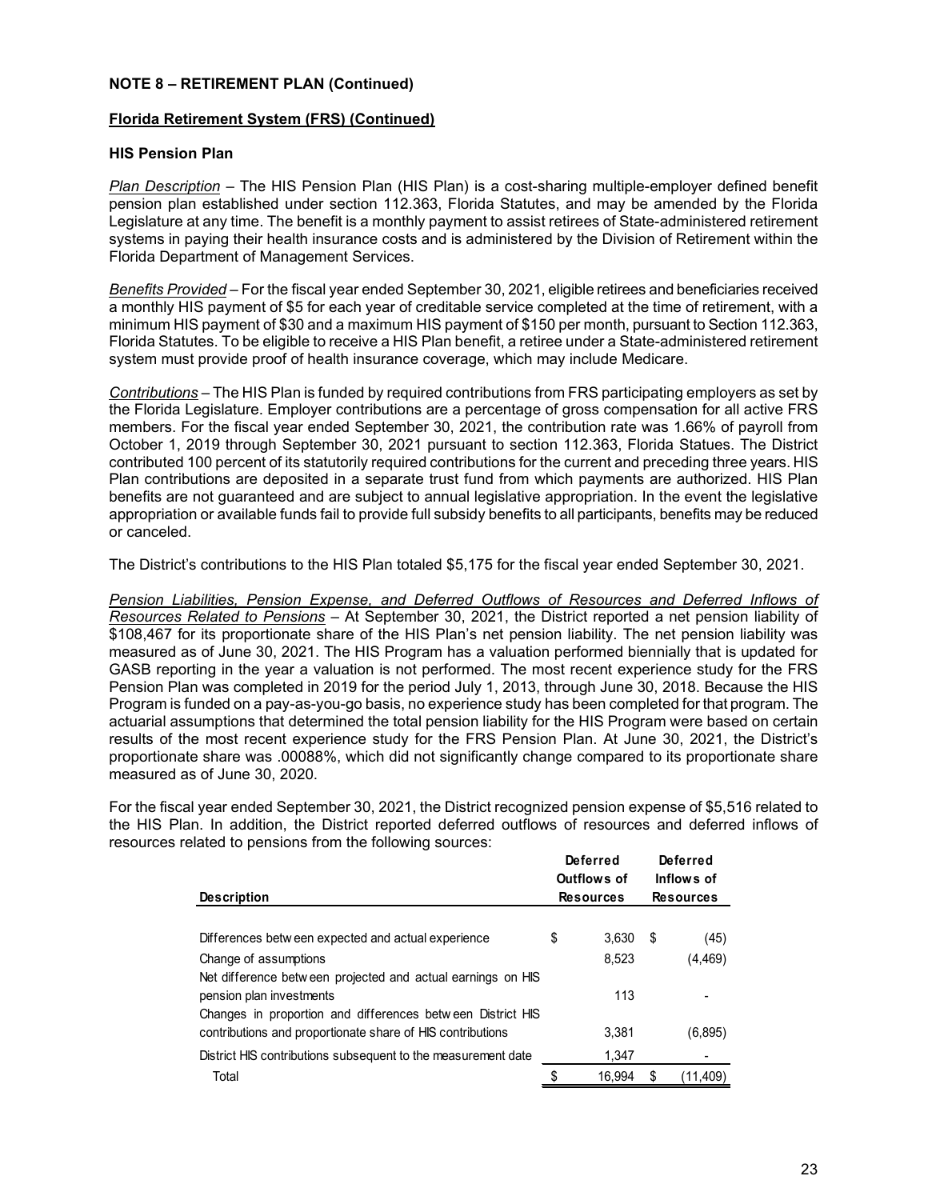**NOTE 8 – RETIREMENT PLAN (Continued)**

**Florida Retirement System (FRS) (Continued)**

**HIS Pension Plan**

*Plan Description* – The HIS Pension Plan (HIS Plan) is a cost-sharing multiple-employer defined benefit pension plan established under section 112.363, Florida Statutes, and may be amended by the Florida Legislature at any time. The benefit is a monthly payment to assist retirees of State-administered retirement systems in paying their health insurance costs and is administered by the Division of Retirement within the Florida Department of Management Services.

*Benefits Provided* – For the fiscal year ended September 30, 2021, eligible retirees and beneficiaries received a monthly HIS payment of $5 for each year of creditable service completed at the time of retirement, with a minimum HIS payment of $30 and a maximum HIS payment of $150 per month, pursuant to Section 112.363, Florida Statutes. To be eligible to receive a HIS Plan benefit, a retiree under a State-administered retirement system must provide proof of health insurance coverage, which may include Medicare.

*Contributions* – The HIS Plan is funded by required contributions from FRS participating employers as set by the Florida Legislature. Employer contributions are a percentage of gross compensation for all active FRS members. For the fiscal year ended September 30, 2021, the contribution rate was 1.66% of payroll from October 1, 2019 through September 30, 2021 pursuant to section 112.363, Florida Statues. The District contributed 100 percent of its statutorily required contributions for the current and preceding three years. HIS Plan contributions are deposited in a separate trust fund from which payments are authorized. HIS Plan benefits are not guaranteed and are subject to annual legislative appropriation. In the event the legislative appropriation or available funds fail to provide full subsidy benefits to all participants, benefits may be reduced or canceled.

The District's contributions to the HIS Plan totaled $5,175 for the fiscal year ended September 30, 2021.

*Pension Liabilities, Pension Expense, and Deferred Outflows of Resources and Deferred Inflows of Resources Related to Pensions* – At September 30, 2021, the District reported a net pension liability of $108,467 for its proportionate share of the HIS Plan's net pension liability. The net pension liability was measured as of June 30, 2021. The HIS Program has a valuation performed biennially that is updated for GASB reporting in the year a valuation is not performed. The most recent experience study for the FRS Pension Plan was completed in 2019 for the period July 1, 2013, through June 30, 2018. Because the HIS Program is funded on a pay-as-you-go basis, no experience study has been completed for that program. The actuarial assumptions that determined the total pension liability for the HIS Program were based on certain results of the most recent experience study for the FRS Pension Plan. At June 30, 2021, the District's proportionate share was .00088%, which did not significantly change compared to its proportionate share measured as of June 30, 2020.

For the fiscal year ended September 30, 2021, the District recognized pension expense of $5,516 related to the HIS Plan. In addition, the District reported deferred outflows of resources and deferred inflows of resources related to pensions from the following sources:

| Description | Deferred Outflows of Resources | Deferred Inflows of Resources |
|---|---|---|
| Differences between expected and actual experience | $ 3,630 | $ (45) |
| Change of assumptions | 8,523 | (4,469) |
| Net difference between projected and actual earnings on HIS pension plan investments | 113 | - |
| Changes in proportion and differences between District HIS contributions and proportionate share of HIS contributions | 3,381 | (6,895) |
| District HIS contributions subsequent to the measurement date | 1,347 | - |
| Total | $ 16,994 | $ (11,409) |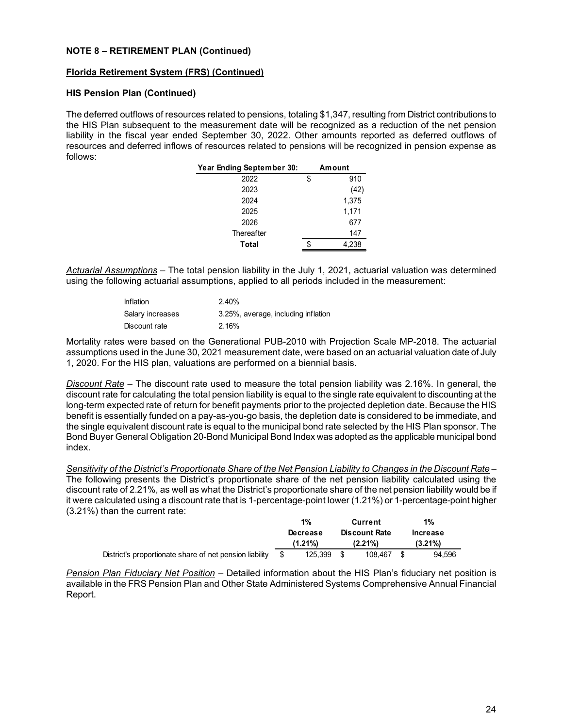**NOTE 8 – RETIREMENT PLAN (Continued)**

**Florida Retirement System (FRS) (Continued)**

**HIS Pension Plan (Continued)**

The deferred outflows of resources related to pensions, totaling $1,347, resulting from District contributions to the HIS Plan subsequent to the measurement date will be recognized as a reduction of the net pension liability in the fiscal year ended September 30, 2022. Other amounts reported as deferred outflows of resources and deferred inflows of resources related to pensions will be recognized in pension expense as follows:

| Year Ending September 30: | Amount |
|---|---|
| 2022 | $ 910 |
| 2023 | (42) |
| 2024 | 1,375 |
| 2025 | 1,171 |
| 2026 | 677 |
| Thereafter | 147 |
| **Total** | $ 4,238 |

*Actuarial Assumptions* – The total pension liability in the July 1, 2021, actuarial valuation was determined using the following actuarial assumptions, applied to all periods included in the measurement:

| | |
|---|---|
| Inflation | 2.40% |
| Salary increases | 3.25%, average, including inflation |
| Discount rate | 2.16% |

Mortality rates were based on the Generational PUB-2010 with Projection Scale MP-2018. The actuarial assumptions used in the June 30, 2021 measurement date, were based on an actuarial valuation date of July 1, 2020. For the HIS plan, valuations are performed on a biennial basis.

*Discount Rate* – The discount rate used to measure the total pension liability was 2.16%. In general, the discount rate for calculating the total pension liability is equal to the single rate equivalent to discounting at the long-term expected rate of return for benefit payments prior to the projected depletion date. Because the HIS benefit is essentially funded on a pay-as-you-go basis, the depletion date is considered to be immediate, and the single equivalent discount rate is equal to the municipal bond rate selected by the HIS Plan sponsor. The Bond Buyer General Obligation 20-Bond Municipal Bond Index was adopted as the applicable municipal bond index.

*Sensitivity of the District's Proportionate Share of the Net Pension Liability to Changes in the Discount Rate* – The following presents the District's proportionate share of the net pension liability calculated using the discount rate of 2.21%, as well as what the District's proportionate share of the net pension liability would be if it were calculated using a discount rate that is 1-percentage-point lower (1.21%) or 1-percentage-point higher (3.21%) than the current rate:

| | 1% Decrease (1.21%) | Current Discount Rate (2.21%) | 1% Increase (3.21%) |
|---|---|---|---|
| District's proportionate share of net pension liability | $ 125,399 | $ 108,467 | $ 94,596 |

*Pension Plan Fiduciary Net Position* – Detailed information about the HIS Plan's fiduciary net position is available in the FRS Pension Plan and Other State Administered Systems Comprehensive Annual Financial Report.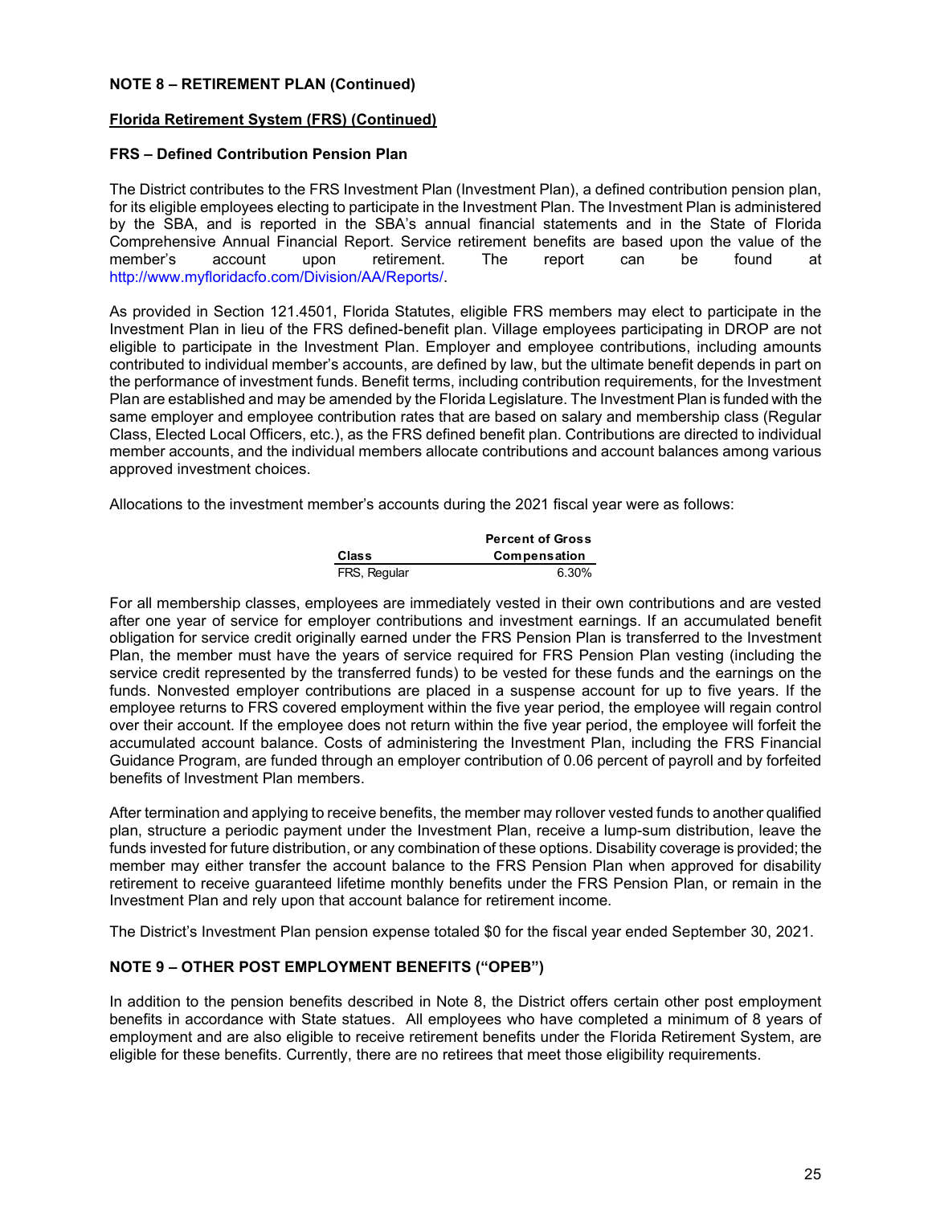**NOTE 8 – RETIREMENT PLAN (Continued)**

**Florida Retirement System (FRS) (Continued)**

**FRS – Defined Contribution Pension Plan**

The District contributes to the FRS Investment Plan (Investment Plan), a defined contribution pension plan, for its eligible employees electing to participate in the Investment Plan. The Investment Plan is administered by the SBA, and is reported in the SBA's annual financial statements and in the State of Florida Comprehensive Annual Financial Report. Service retirement benefits are based upon the value of the member's account upon retirement. The report can be found at http://www.myfloridacfo.com/Division/AA/Reports/.

As provided in Section 121.4501, Florida Statutes, eligible FRS members may elect to participate in the Investment Plan in lieu of the FRS defined-benefit plan. Village employees participating in DROP are not eligible to participate in the Investment Plan. Employer and employee contributions, including amounts contributed to individual member's accounts, are defined by law, but the ultimate benefit depends in part on the performance of investment funds. Benefit terms, including contribution requirements, for the Investment Plan are established and may be amended by the Florida Legislature. The Investment Plan is funded with the same employer and employee contribution rates that are based on salary and membership class (Regular Class, Elected Local Officers, etc.), as the FRS defined benefit plan. Contributions are directed to individual member accounts, and the individual members allocate contributions and account balances among various approved investment choices.

Allocations to the investment member's accounts during the 2021 fiscal year were as follows:

| Class | Percent of Gross Compensation |
|---|---|
| FRS, Regular | 6.30% |

For all membership classes, employees are immediately vested in their own contributions and are vested after one year of service for employer contributions and investment earnings. If an accumulated benefit obligation for service credit originally earned under the FRS Pension Plan is transferred to the Investment Plan, the member must have the years of service required for FRS Pension Plan vesting (including the service credit represented by the transferred funds) to be vested for these funds and the earnings on the funds. Nonvested employer contributions are placed in a suspense account for up to five years. If the employee returns to FRS covered employment within the five year period, the employee will regain control over their account. If the employee does not return within the five year period, the employee will forfeit the accumulated account balance. Costs of administering the Investment Plan, including the FRS Financial Guidance Program, are funded through an employer contribution of 0.06 percent of payroll and by forfeited benefits of Investment Plan members.

After termination and applying to receive benefits, the member may rollover vested funds to another qualified plan, structure a periodic payment under the Investment Plan, receive a lump-sum distribution, leave the funds invested for future distribution, or any combination of these options. Disability coverage is provided; the member may either transfer the account balance to the FRS Pension Plan when approved for disability retirement to receive guaranteed lifetime monthly benefits under the FRS Pension Plan, or remain in the Investment Plan and rely upon that account balance for retirement income.

The District's Investment Plan pension expense totaled $0 for the fiscal year ended September 30, 2021.

**NOTE 9 – OTHER POST EMPLOYMENT BENEFITS ("OPEB")**

In addition to the pension benefits described in Note 8, the District offers certain other post employment benefits in accordance with State statues. All employees who have completed a minimum of 8 years of employment and are also eligible to receive retirement benefits under the Florida Retirement System, are eligible for these benefits. Currently, there are no retirees that meet those eligibility requirements.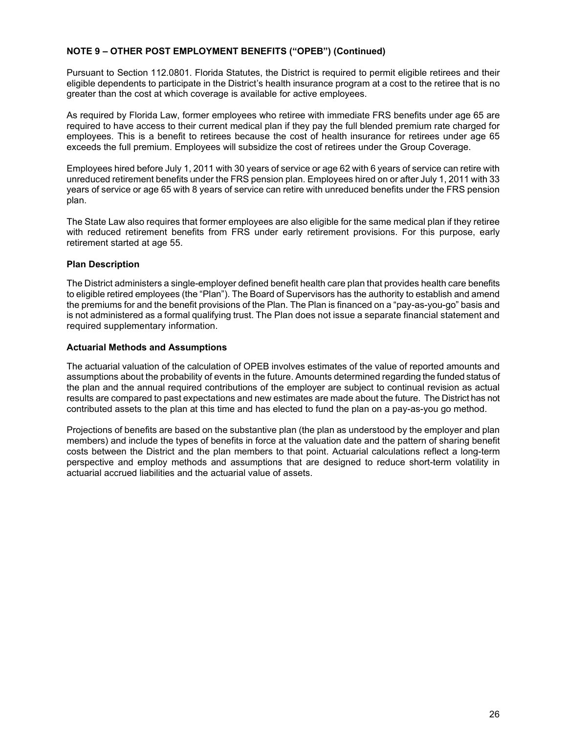**NOTE 9 – OTHER POST EMPLOYMENT BENEFITS ("OPEB") (Continued)**

Pursuant to Section 112.0801. Florida Statutes, the District is required to permit eligible retirees and their eligible dependents to participate in the District's health insurance program at a cost to the retiree that is no greater than the cost at which coverage is available for active employees.

As required by Florida Law, former employees who retiree with immediate FRS benefits under age 65 are required to have access to their current medical plan if they pay the full blended premium rate charged for employees. This is a benefit to retirees because the cost of health insurance for retirees under age 65 exceeds the full premium. Employees will subsidize the cost of retirees under the Group Coverage.

Employees hired before July 1, 2011 with 30 years of service or age 62 with 6 years of service can retire with unreduced retirement benefits under the FRS pension plan. Employees hired on or after July 1, 2011 with 33 years of service or age 65 with 8 years of service can retire with unreduced benefits under the FRS pension plan.

The State Law also requires that former employees are also eligible for the same medical plan if they retiree with reduced retirement benefits from FRS under early retirement provisions. For this purpose, early retirement started at age 55.

**Plan Description**

The District administers a single-employer defined benefit health care plan that provides health care benefits to eligible retired employees (the "Plan"). The Board of Supervisors has the authority to establish and amend the premiums for and the benefit provisions of the Plan. The Plan is financed on a "pay-as-you-go" basis and is not administered as a formal qualifying trust. The Plan does not issue a separate financial statement and required supplementary information.

**Actuarial Methods and Assumptions**

The actuarial valuation of the calculation of OPEB involves estimates of the value of reported amounts and assumptions about the probability of events in the future. Amounts determined regarding the funded status of the plan and the annual required contributions of the employer are subject to continual revision as actual results are compared to past expectations and new estimates are made about the future. The District has not contributed assets to the plan at this time and has elected to fund the plan on a pay-as-you go method.

Projections of benefits are based on the substantive plan (the plan as understood by the employer and plan members) and include the types of benefits in force at the valuation date and the pattern of sharing benefit costs between the District and the plan members to that point. Actuarial calculations reflect a long-term perspective and employ methods and assumptions that are designed to reduce short-term volatility in actuarial accrued liabilities and the actuarial value of assets.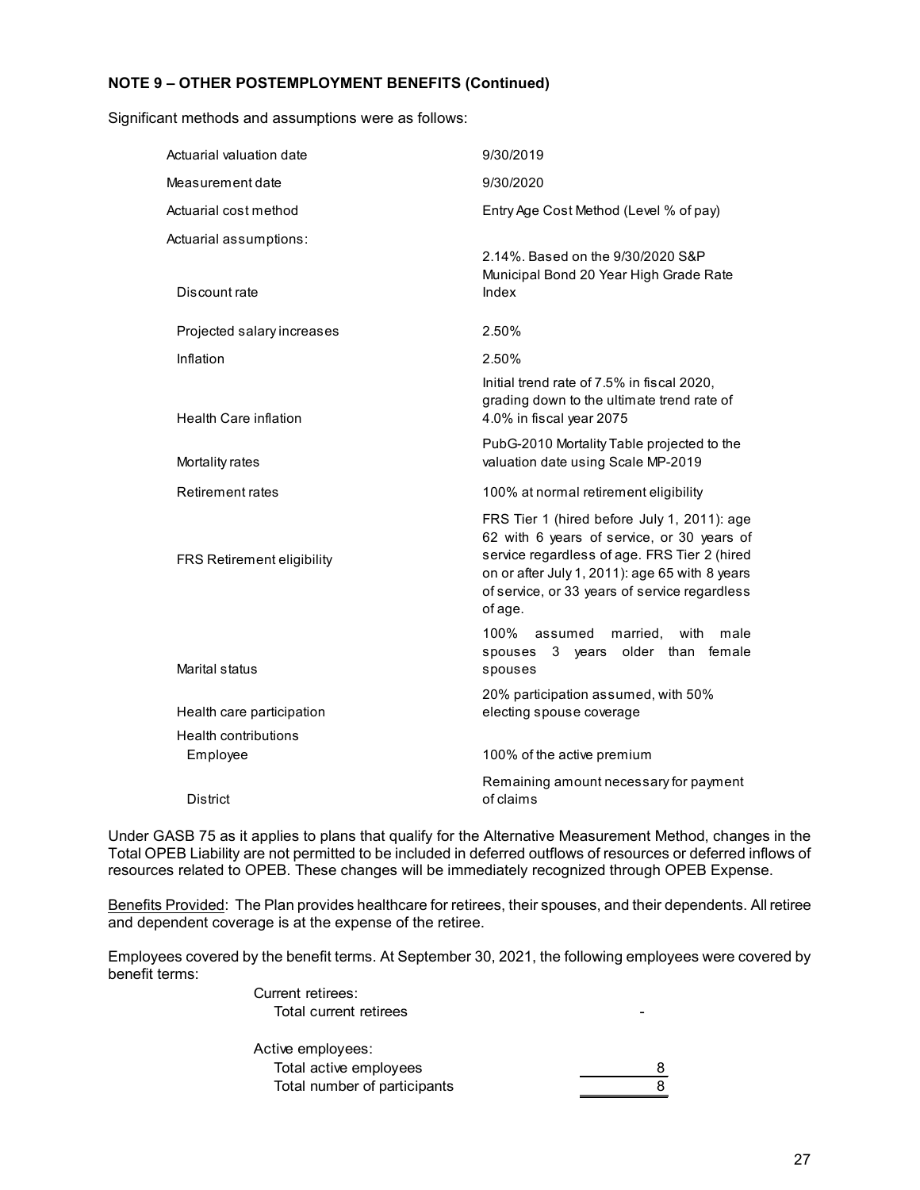**NOTE 9 – OTHER POSTEMPLOYMENT BENEFITS (Continued)**

Significant methods and assumptions were as follows:

| | |
|---|---|
| Actuarial valuation date | 9/30/2019 |
| Measurement date | 9/30/2020 |
| Actuarial cost method | Entry Age Cost Method (Level % of pay) |
| Actuarial assumptions: | |
| Discount rate | 2.14%. Based on the 9/30/2020 S&P Municipal Bond 20 Year High Grade Rate Index |
| Projected salary increases | 2.50% |
| Inflation | 2.50% |
| Health Care inflation | Initial trend rate of 7.5% in fiscal 2020, grading down to the ultimate trend rate of 4.0% in fiscal year 2075 |
| Mortality rates | PubG-2010 Mortality Table projected to the valuation date using Scale MP-2019 |
| Retirement rates | 100% at normal retirement eligibility |
| FRS Retirement eligibility | FRS Tier 1 (hired before July 1, 2011): age 62 with 6 years of service, or 30 years of service regardless of age. FRS Tier 2 (hired on or after July 1, 2011): age 65 with 8 years of service, or 33 years of service regardless of age. |
| Marital status | 100% assumed married, with male spouses 3 years older than female spouses |
| Health care participation | 20% participation assumed, with 50% electing spouse coverage |
| Health contributions | |
| Employee | 100% of the active premium |
| District | Remaining amount necessary for payment of claims |

Under GASB 75 as it applies to plans that qualify for the Alternative Measurement Method, changes in the Total OPEB Liability are not permitted to be included in deferred outflows of resources or deferred inflows of resources related to OPEB. These changes will be immediately recognized through OPEB Expense.

Benefits Provided: The Plan provides healthcare for retirees, their spouses, and their dependents. All retiree and dependent coverage is at the expense of the retiree.

Employees covered by the benefit terms. At September 30, 2021, the following employees were covered by benefit terms:

| | |
|---|---|
| Current retirees: | |
| Total current retirees | - |
| Active employees: | |
| Total active employees | 8 |
| Total number of participants | 8 |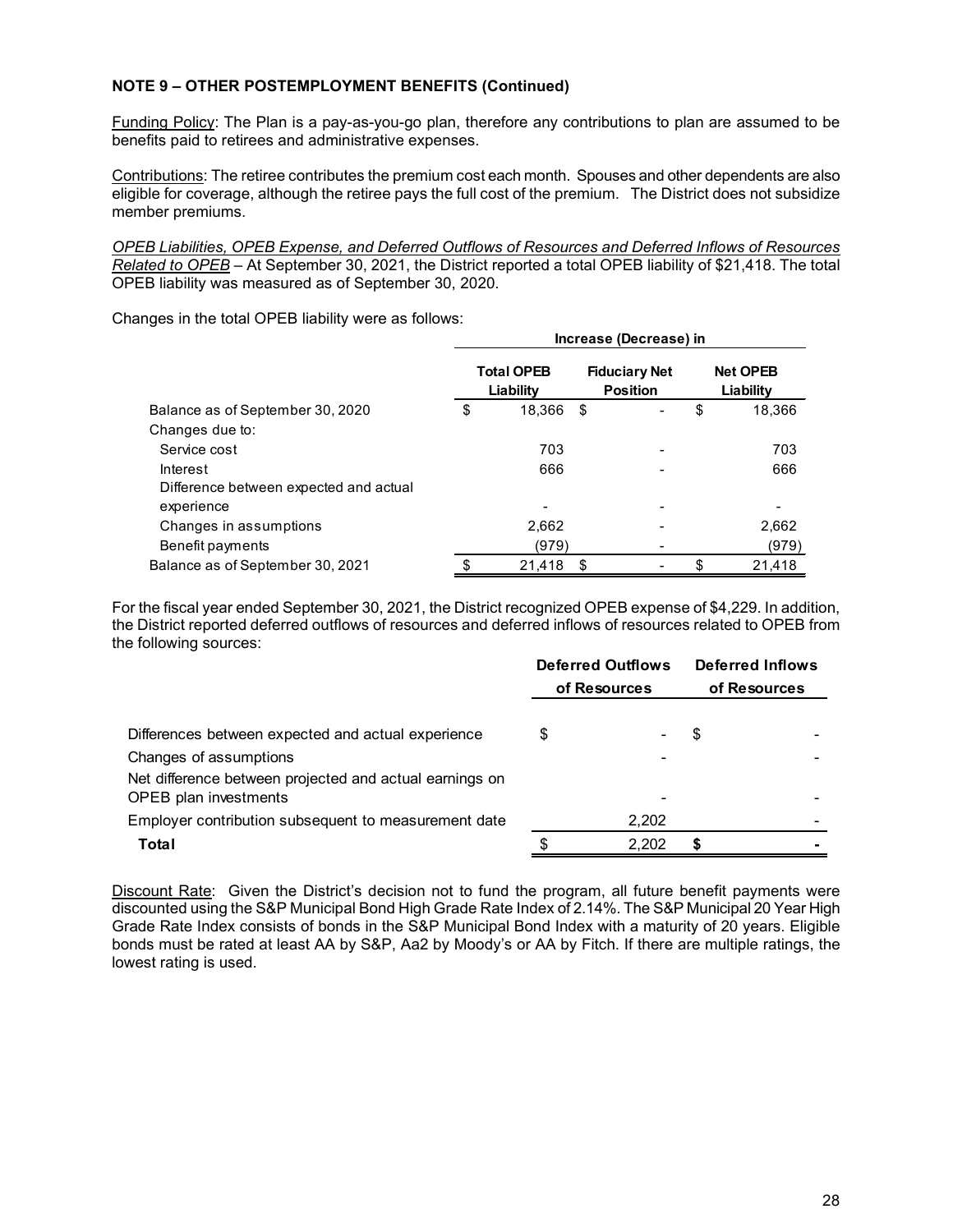**NOTE 9 – OTHER POSTEMPLOYMENT BENEFITS (Continued)**

Funding Policy: The Plan is a pay-as-you-go plan, therefore any contributions to plan are assumed to be benefits paid to retirees and administrative expenses.

Contributions: The retiree contributes the premium cost each month. Spouses and other dependents are also eligible for coverage, although the retiree pays the full cost of the premium. The District does not subsidize member premiums.

*OPEB Liabilities, OPEB Expense, and Deferred Outflows of Resources and Deferred Inflows of Resources Related to OPEB* – At September 30, 2021, the District reported a total OPEB liability of $21,418. The total OPEB liability was measured as of September 30, 2020.

Changes in the total OPEB liability were as follows:

| | Increase (Decrease) in | | |
|---|---|---|---|
| | Total OPEB Liability | Fiduciary Net Position | Net OPEB Liability |
| Balance as of September 30, 2020 | $ 18,366 | $ - | $ 18,366 |
| Changes due to: | | | |
| Service cost | 703 | - | 703 |
| Interest | 666 | - | 666 |
| Difference between expected and actual experience | - | - | - |
| Changes in assumptions | 2,662 | - | 2,662 |
| Benefit payments | (979) | - | (979) |
| Balance as of September 30, 2021 | $ 21,418 | $ - | $ 21,418 |

For the fiscal year ended September 30, 2021, the District recognized OPEB expense of $4,229. In addition, the District reported deferred outflows of resources and deferred inflows of resources related to OPEB from the following sources:

| | Deferred Outflows of Resources | Deferred Inflows of Resources |
|---|---|---|
| Differences between expected and actual experience | $ - | $ - |
| Changes of assumptions | - | - |
| Net difference between projected and actual earnings on OPEB plan investments | - | - |
| Employer contribution subsequent to measurement date | 2,202 | - |
| **Total** | $ 2,202 | **$ -** |

Discount Rate: Given the District's decision not to fund the program, all future benefit payments were discounted using the S&P Municipal Bond High Grade Rate Index of 2.14%. The S&P Municipal 20 Year High Grade Rate Index consists of bonds in the S&P Municipal Bond Index with a maturity of 20 years. Eligible bonds must be rated at least AA by S&P, Aa2 by Moody's or AA by Fitch. If there are multiple ratings, the lowest rating is used.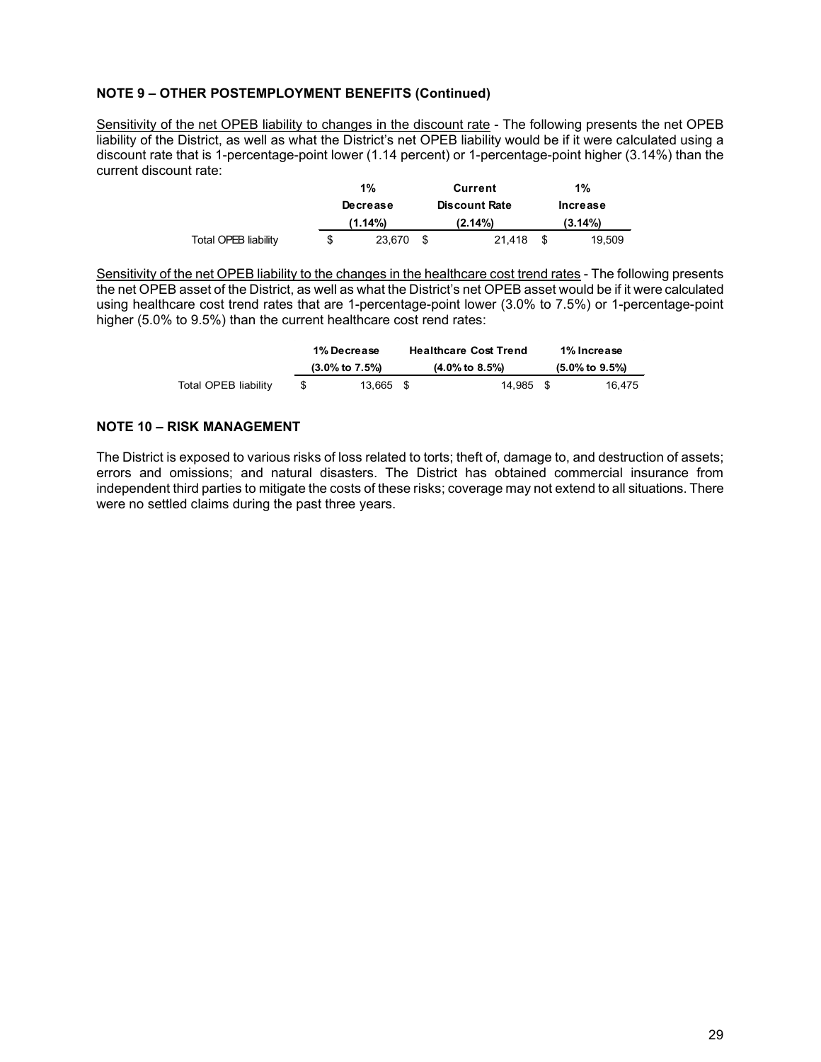**NOTE 9 – OTHER POSTEMPLOYMENT BENEFITS (Continued)**

Sensitivity of the net OPEB liability to changes in the discount rate - The following presents the net OPEB liability of the District, as well as what the District's net OPEB liability would be if it were calculated using a discount rate that is 1-percentage-point lower (1.14 percent) or 1-percentage-point higher (3.14%) than the current discount rate:

| | 1% Decrease (1.14%) | Current Discount Rate (2.14%) | 1% Increase (3.14%) |
|---|---|---|---|
| Total OPEB liability | $ 23,670 | $ 21,418 | $ 19,509 |

Sensitivity of the net OPEB liability to the changes in the healthcare cost trend rates - The following presents the net OPEB asset of the District, as well as what the District's net OPEB asset would be if it were calculated using healthcare cost trend rates that are 1-percentage-point lower (3.0% to 7.5%) or 1-percentage-point higher (5.0% to 9.5%) than the current healthcare cost rend rates:

| | 1% Decrease (3.0% to 7.5%) | Healthcare Cost Trend (4.0% to 8.5%) | 1% Increase (5.0% to 9.5%) |
|---|---|---|---|
| Total OPEB liability | $ 13,665 | $ 14,985 | $ 16,475 |

**NOTE 10 – RISK MANAGEMENT**

The District is exposed to various risks of loss related to torts; theft of, damage to, and destruction of assets; errors and omissions; and natural disasters. The District has obtained commercial insurance from independent third parties to mitigate the costs of these risks; coverage may not extend to all situations. There were no settled claims during the past three years.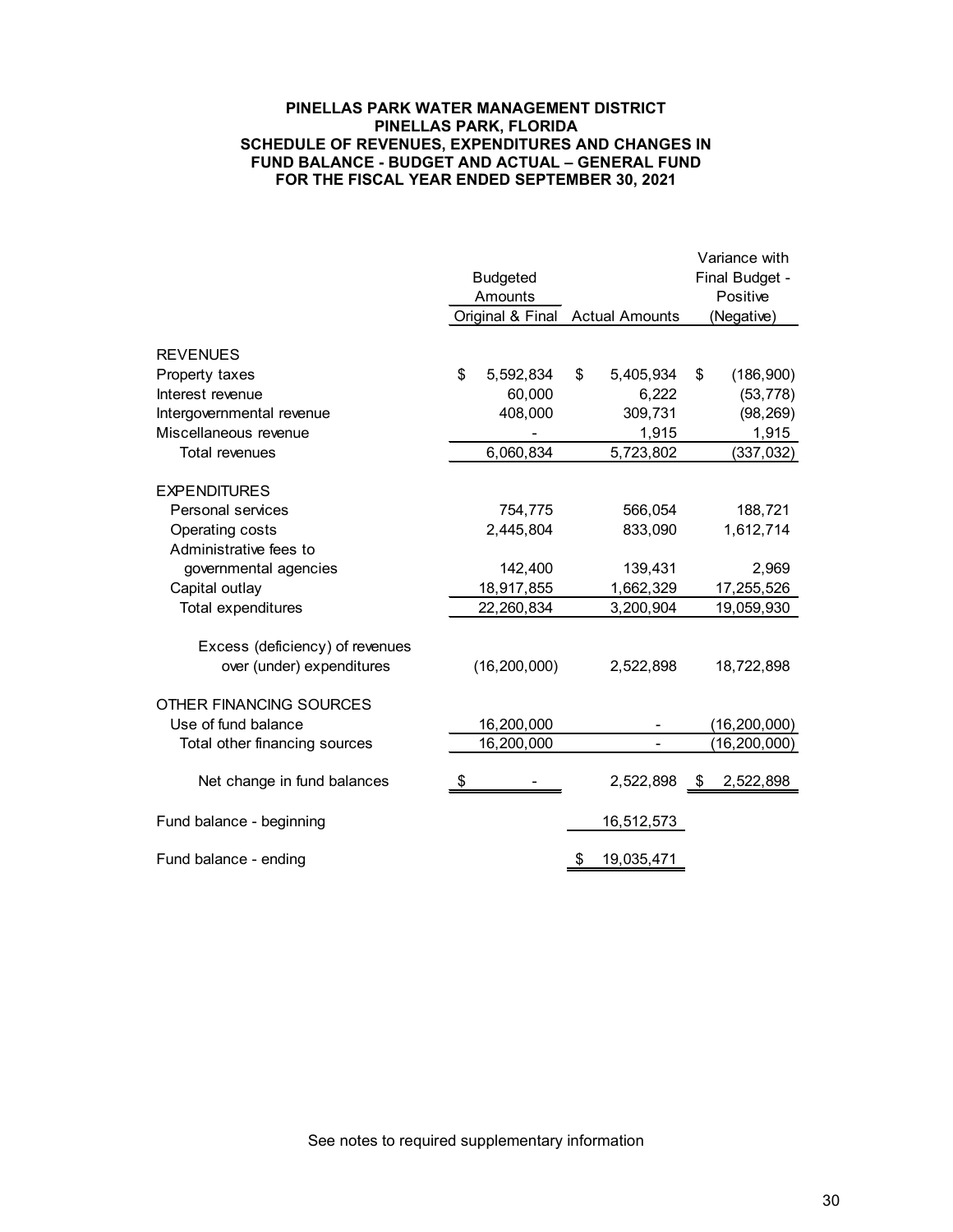**PINELLAS PARK WATER MANAGEMENT DISTRICT**
**PINELLAS PARK, FLORIDA**
**SCHEDULE OF REVENUES, EXPENDITURES AND CHANGES IN FUND BALANCE - BUDGET AND ACTUAL – GENERAL FUND**
**FOR THE FISCAL YEAR ENDED SEPTEMBER 30, 2021**

| | Budgeted Amounts Original & Final | Actual Amounts | Variance with Final Budget - Positive (Negative) |
|---|---|---|---|
| **REVENUES** | | | |
| Property taxes | $ 5,592,834 | $ 5,405,934 | $ (186,900) |
| Interest revenue | 60,000 | 6,222 | (53,778) |
| Intergovernmental revenue | 408,000 | 309,731 | (98,269) |
| Miscellaneous revenue | - | 1,915 | 1,915 |
| Total revenues | 6,060,834 | 5,723,802 | (337,032) |
| **EXPENDITURES** | | | |
| Personal services | 754,775 | 566,054 | 188,721 |
| Operating costs | 2,445,804 | 833,090 | 1,612,714 |
| Administrative fees to governmental agencies | 142,400 | 139,431 | 2,969 |
| Capital outlay | 18,917,855 | 1,662,329 | 17,255,526 |
| Total expenditures | 22,260,834 | 3,200,904 | 19,059,930 |
| Excess (deficiency) of revenues over (under) expenditures | (16,200,000) | 2,522,898 | 18,722,898 |
| **OTHER FINANCING SOURCES** | | | |
| Use of fund balance | 16,200,000 | - | (16,200,000) |
| Total other financing sources | 16,200,000 | - | (16,200,000) |
| Net change in fund balances | $ - | 2,522,898 | $ 2,522,898 |
| Fund balance - beginning | | 16,512,573 | |
| Fund balance - ending | | $ 19,035,471 | |

See notes to required supplementary information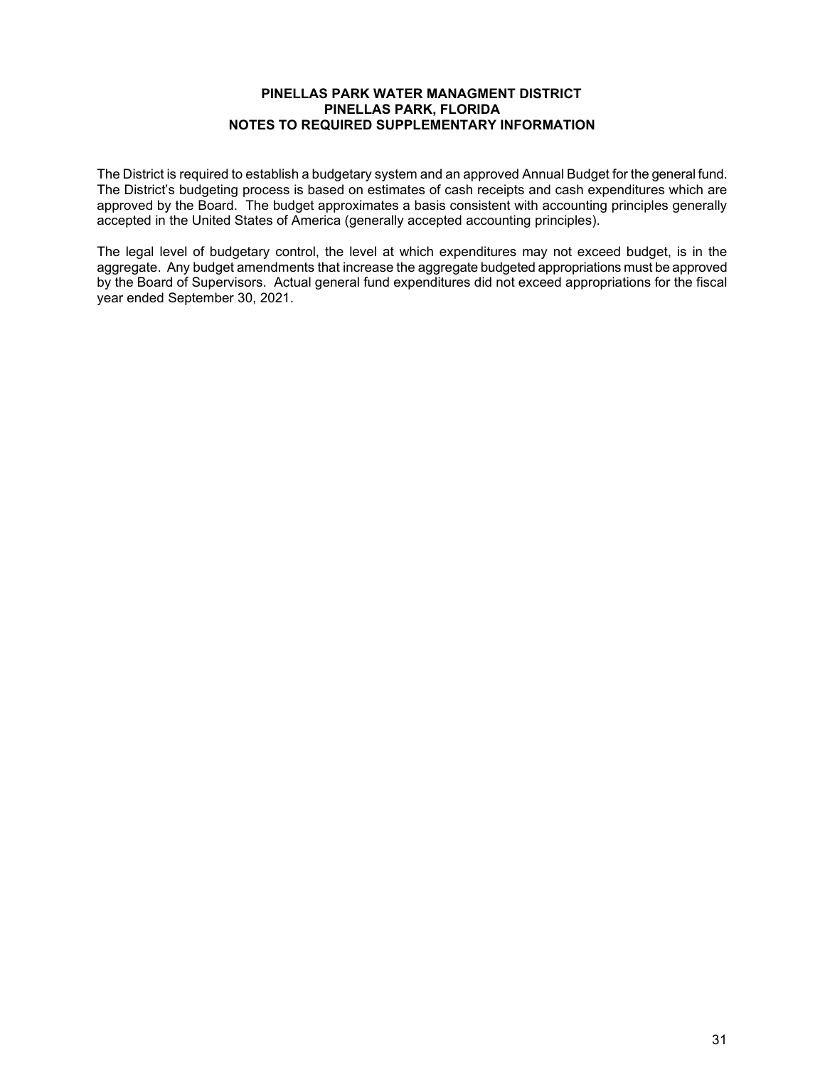# PINELLAS PARK WATER MANAGMENT DISTRICT
## PINELLAS PARK, FLORIDA
## NOTES TO REQUIRED SUPPLEMENTARY INFORMATION

The District is required to establish a budgetary system and an approved Annual Budget for the general fund. The District's budgeting process is based on estimates of cash receipts and cash expenditures which are approved by the Board. The budget approximates a basis consistent with accounting principles generally accepted in the United States of America (generally accepted accounting principles).

The legal level of budgetary control, the level at which expenditures may not exceed budget, is in the aggregate. Any budget amendments that increase the aggregate budgeted appropriations must be approved by the Board of Supervisors. Actual general fund expenditures did not exceed appropriations for the fiscal year ended September 30, 2021.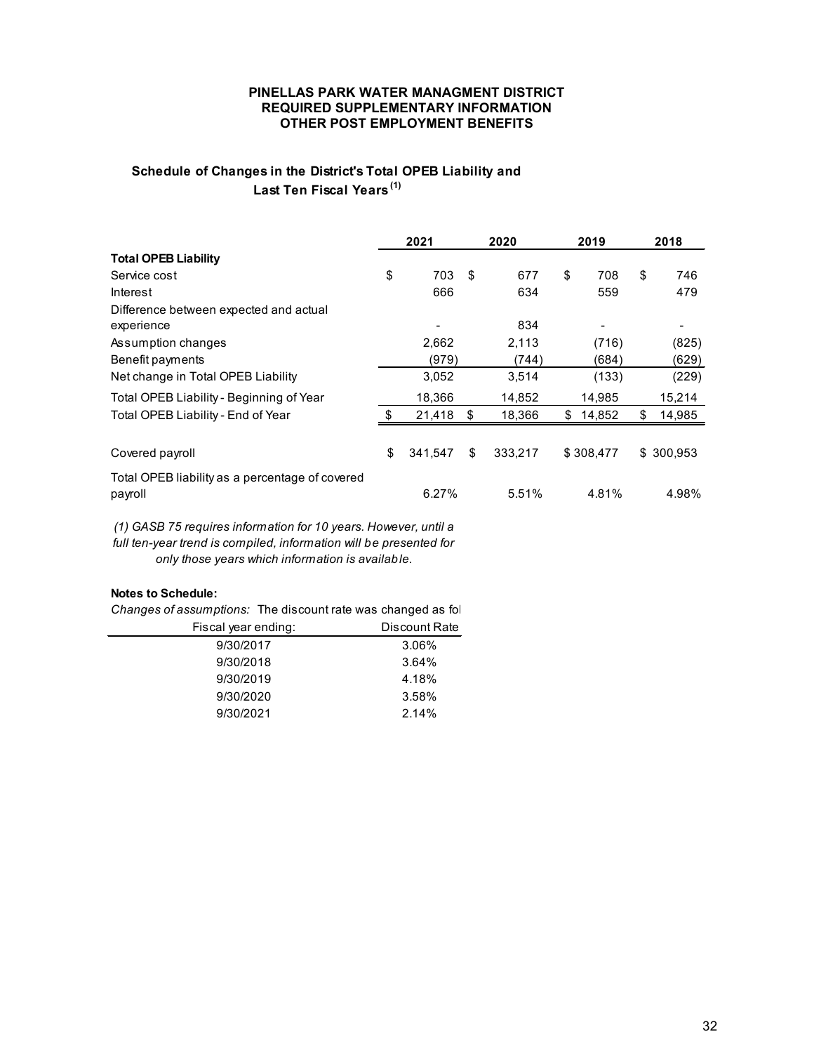# PINELLAS PARK WATER MANAGMENT DISTRICT
## REQUIRED SUPPLEMENTARY INFORMATION
## OTHER POST EMPLOYMENT BENEFITS

### Schedule of Changes in the District's Total OPEB Liability and Last Ten Fiscal Years (1)

| | 2021 | 2020 | 2019 | 2018 |
|---|---|---|---|---|
| **Total OPEB Liability** | | | | |
| Service cost | $ 703 | $ 677 | $ 708 | $ 746 |
| Interest | 666 | 634 | 559 | 479 |
| Difference between expected and actual experience | - | 834 | - | - |
| Assumption changes | 2,662 | 2,113 | (716) | (825) |
| Benefit payments | (979) | (744) | (684) | (629) |
| Net change in Total OPEB Liability | 3,052 | 3,514 | (133) | (229) |
| Total OPEB Liability - Beginning of Year | 18,366 | 14,852 | 14,985 | 15,214 |
| Total OPEB Liability - End of Year | $ 21,418 | $ 18,366 | $ 14,852 | $ 14,985 |
| | | | | |
| Covered payroll | $ 341,547 | $ 333,217 | $ 308,477 | $ 300,953 |
| Total OPEB liability as a percentage of covered payroll | 6.27% | 5.51% | 4.81% | 4.98% |

*(1) GASB 75 requires information for 10 years. However, until a full ten-year trend is compiled, information will be presented for only those years which information is available.*

**Notes to Schedule:**

*Changes of assumptions:* The discount rate was changed as fol

| Fiscal year ending: | Discount Rate |
|---|---|
| 9/30/2017 | 3.06% |
| 9/30/2018 | 3.64% |
| 9/30/2019 | 4.18% |
| 9/30/2020 | 3.58% |
| 9/30/2021 | 2.14% |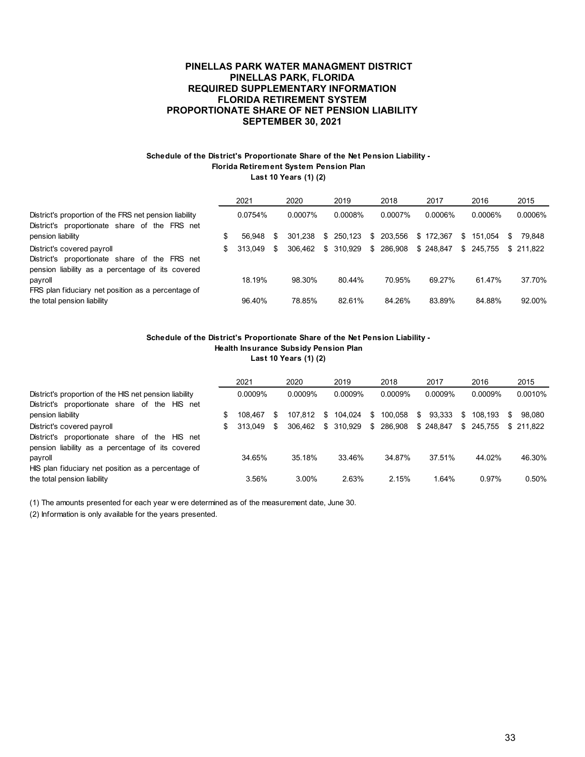# PINELLAS PARK WATER MANAGMENT DISTRICT
# PINELLAS PARK, FLORIDA
# REQUIRED SUPPLEMENTARY INFORMATION
# FLORIDA RETIREMENT SYSTEM
# PROPORTIONATE SHARE OF NET PENSION LIABILITY
# SEPTEMBER 30, 2021

**Schedule of the District's Proportionate Share of the Net Pension Liability - Florida Retirement System Pension Plan Last 10 Years (1) (2)**

| | 2021 | 2020 | 2019 | 2018 | 2017 | 2016 | 2015 |
|---|---|---|---|---|---|---|---|
| District's proportion of the FRS net pension liability | 0.0754% | 0.0007% | 0.0008% | 0.0007% | 0.0006% | 0.0006% | 0.0006% |
| District's proportionate share of the FRS net pension liability | $ 56,948 | $ 301,238 | $ 250,123 | $ 203,556 | $ 172,367 | $ 151,054 | $ 79,848 |
| District's covered payroll | $ 313,049 | $ 306,462 | $ 310,929 | $ 286,908 | $ 248,847 | $ 245,755 | $ 211,822 |
| District's proportionate share of the FRS net pension liability as a percentage of its covered payroll | 18.19% | 98.30% | 80.44% | 70.95% | 69.27% | 61.47% | 37.70% |
| FRS plan fiduciary net position as a percentage of the total pension liability | 96.40% | 78.85% | 82.61% | 84.26% | 83.89% | 84.88% | 92.00% |

**Schedule of the District's Proportionate Share of the Net Pension Liability - Health Insurance Subsidy Pension Plan Last 10 Years (1) (2)**

| | 2021 | 2020 | 2019 | 2018 | 2017 | 2016 | 2015 |
|---|---|---|---|---|---|---|---|
| District's proportion of the HIS net pension liability | 0.0009% | 0.0009% | 0.0009% | 0.0009% | 0.0009% | 0.0009% | 0.0010% |
| District's proportionate share of the HIS net pension liability | $ 108,467 | $ 107,812 | $ 104,024 | $ 100,058 | $ 93,333 | $ 108,193 | $ 98,080 |
| District's covered payroll | $ 313,049 | $ 306,462 | $ 310,929 | $ 286,908 | $ 248,847 | $ 245,755 | $ 211,822 |
| District's proportionate share of the HIS net pension liability as a percentage of its covered payroll | 34.65% | 35.18% | 33.46% | 34.87% | 37.51% | 44.02% | 46.30% |
| HIS plan fiduciary net position as a percentage of the total pension liability | 3.56% | 3.00% | 2.63% | 2.15% | 1.64% | 0.97% | 0.50% |

(1) The amounts presented for each year were determined as of the measurement date, June 30.

(2) Information is only available for the years presented.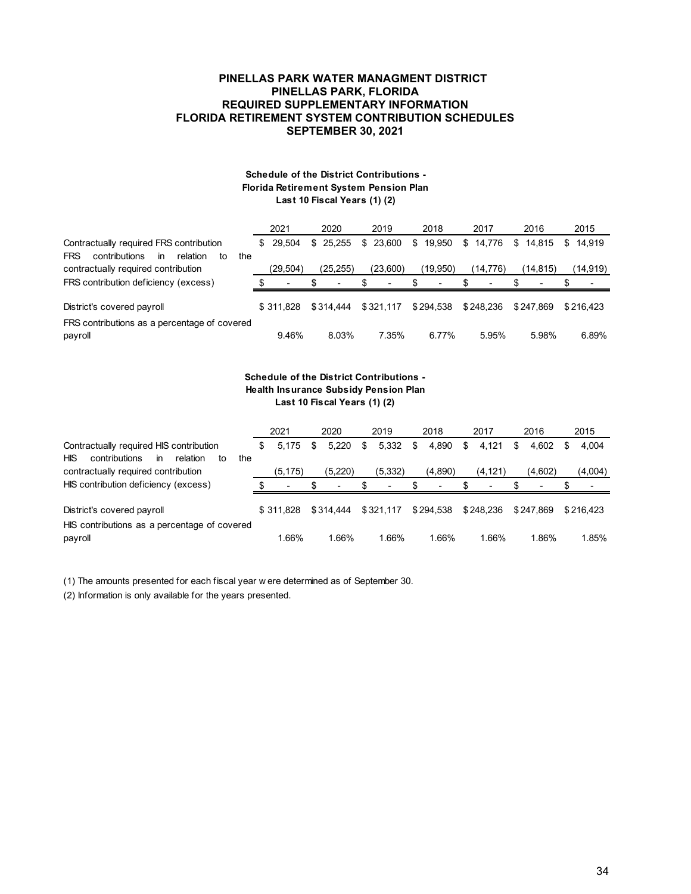# PINELLAS PARK WATER MANAGMENT DISTRICT
# PINELLAS PARK, FLORIDA
# REQUIRED SUPPLEMENTARY INFORMATION
# FLORIDA RETIREMENT SYSTEM CONTRIBUTION SCHEDULES
# SEPTEMBER 30, 2021

### Schedule of the District Contributions - Florida Retirement System Pension Plan Last 10 Fiscal Years (1) (2)

| | 2021 | 2020 | 2019 | 2018 | 2017 | 2016 | 2015 |
|---|---|---|---|---|---|---|---|
| Contractually required FRS contribution | $ 29,504 | $ 25,255 | $ 23,600 | $ 19,950 | $ 14,776 | $ 14,815 | $ 14,919 |
| FRS contributions in relation to the contractually required contribution | (29,504) | (25,255) | (23,600) | (19,950) | (14,776) | (14,815) | (14,919) |
| FRS contribution deficiency (excess) | $ - | $ - | $ - | $ - | $ - | $ - | $ - |
| District's covered payroll | $ 311,828 | $ 314,444 | $ 321,117 | $ 294,538 | $ 248,236 | $ 247,869 | $ 216,423 |
| FRS contributions as a percentage of covered payroll | 9.46% | 8.03% | 7.35% | 6.77% | 5.95% | 5.98% | 6.89% |

### Schedule of the District Contributions - Health Insurance Subsidy Pension Plan Last 10 Fiscal Years (1) (2)

| | 2021 | 2020 | 2019 | 2018 | 2017 | 2016 | 2015 |
|---|---|---|---|---|---|---|---|
| Contractually required HIS contribution | $ 5,175 | $ 5,220 | $ 5,332 | $ 4,890 | $ 4,121 | $ 4,602 | $ 4,004 |
| HIS contributions in relation to the contractually required contribution | (5,175) | (5,220) | (5,332) | (4,890) | (4,121) | (4,602) | (4,004) |
| HIS contribution deficiency (excess) | $ - | $ - | $ - | $ - | $ - | $ - | $ - |
| District's covered payroll | $ 311,828 | $ 314,444 | $ 321,117 | $ 294,538 | $ 248,236 | $ 247,869 | $ 216,423 |
| HIS contributions as a percentage of covered payroll | 1.66% | 1.66% | 1.66% | 1.66% | 1.66% | 1.86% | 1.85% |

(1) The amounts presented for each fiscal year were determined as of September 30.

(2) Information is only available for the years presented.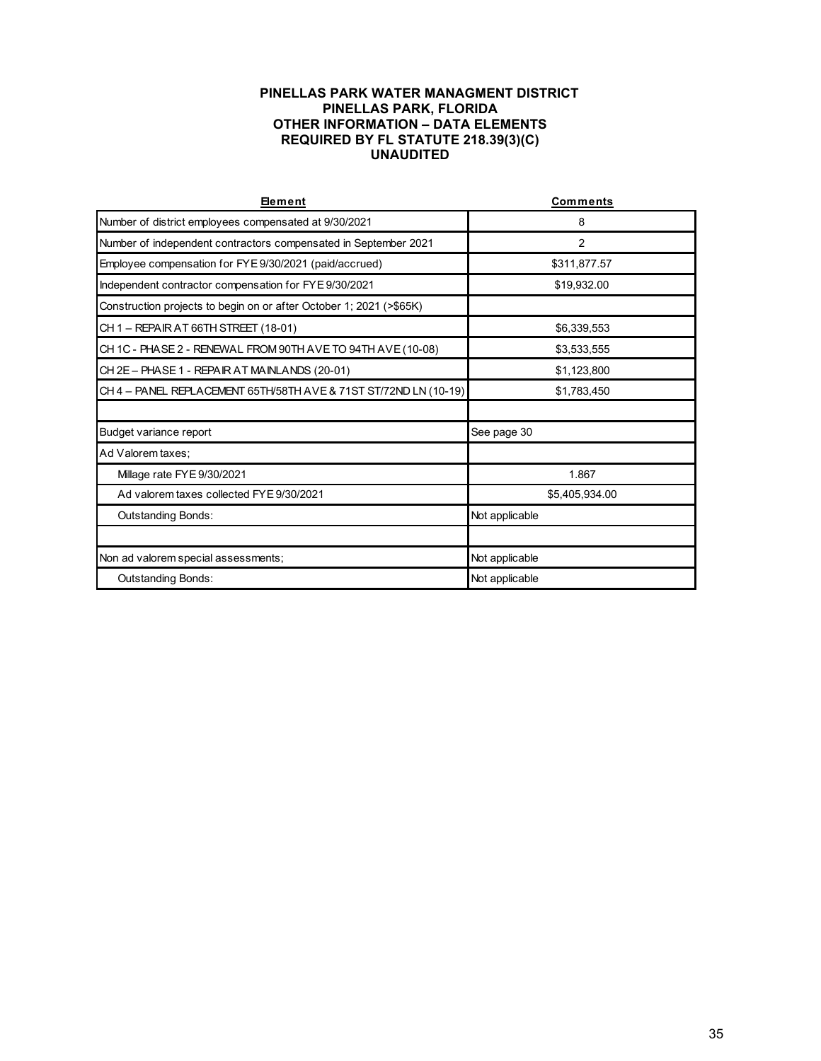**PINELLAS PARK WATER MANAGMENT DISTRICT**
**PINELLAS PARK, FLORIDA**
**OTHER INFORMATION – DATA ELEMENTS**
**REQUIRED BY FL STATUTE 218.39(3)(C)**
**UNAUDITED**

| Element | Comments |
|---|---|
| Number of district employees compensated at 9/30/2021 | 8 |
| Number of independent contractors compensated in September 2021 | 2 |
| Employee compensation for FYE 9/30/2021 (paid/accrued) | $311,877.57 |
| Independent contractor compensation for FYE 9/30/2021 | $19,932.00 |
| Construction projects to begin on or after October 1; 2021 (>$65K) | |
| CH 1 – REPAIR AT 66TH STREET (18-01) | $6,339,553 |
| CH 1C - PHASE 2 - RENEWAL FROM 90TH AVE TO 94TH AVE (10-08) | $3,533,555 |
| CH 2E – PHASE 1 - REPAIR AT MAINLANDS (20-01) | $1,123,800 |
| CH 4 – PANEL REPLACEMENT 65TH/58TH AVE & 71ST ST/72ND LN (10-19) | $1,783,450 |
| | |
| Budget variance report | See page 30 |
| Ad Valorem taxes; | |
| Millage rate FYE 9/30/2021 | 1.867 |
| Ad valorem taxes collected FYE 9/30/2021 | $5,405,934.00 |
| Outstanding Bonds: | Not applicable |
| | |
| Non ad valorem special assessments; | Not applicable |
| Outstanding Bonds: | Not applicable |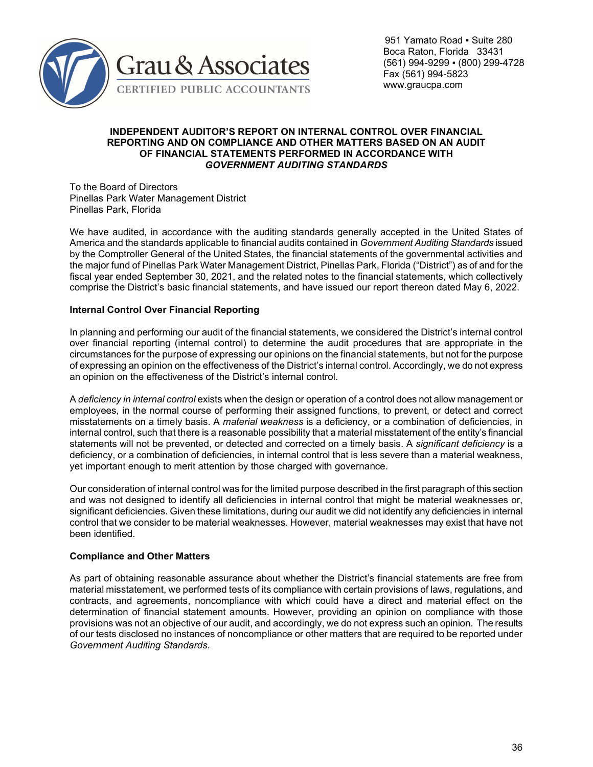Grau & Associates

CERTIFIED PUBLIC ACCOUNTANTS

951 Yamato Road ▪ Suite 280
Boca Raton, Florida 33431
(561) 994-9299 ▪ (800) 299-4728
Fax (561) 994-5823
www.graucpa.com

## INDEPENDENT AUDITOR'S REPORT ON INTERNAL CONTROL OVER FINANCIAL REPORTING AND ON COMPLIANCE AND OTHER MATTERS BASED ON AN AUDIT OF FINANCIAL STATEMENTS PERFORMED IN ACCORDANCE WITH *GOVERNMENT AUDITING STANDARDS*

To the Board of Directors
Pinellas Park Water Management District
Pinellas Park, Florida

We have audited, in accordance with the auditing standards generally accepted in the United States of America and the standards applicable to financial audits contained in *Government Auditing Standards* issued by the Comptroller General of the United States, the financial statements of the governmental activities and the major fund of Pinellas Park Water Management District, Pinellas Park, Florida ("District") as of and for the fiscal year ended September 30, 2021, and the related notes to the financial statements, which collectively comprise the District's basic financial statements, and have issued our report thereon dated May 6, 2022.

### Internal Control Over Financial Reporting

In planning and performing our audit of the financial statements, we considered the District's internal control over financial reporting (internal control) to determine the audit procedures that are appropriate in the circumstances for the purpose of expressing our opinions on the financial statements, but not for the purpose of expressing an opinion on the effectiveness of the District's internal control. Accordingly, we do not express an opinion on the effectiveness of the District's internal control.

A *deficiency in internal control* exists when the design or operation of a control does not allow management or employees, in the normal course of performing their assigned functions, to prevent, or detect and correct misstatements on a timely basis. A *material weakness* is a deficiency, or a combination of deficiencies, in internal control, such that there is a reasonable possibility that a material misstatement of the entity's financial statements will not be prevented, or detected and corrected on a timely basis. A *significant deficiency* is a deficiency, or a combination of deficiencies, in internal control that is less severe than a material weakness, yet important enough to merit attention by those charged with governance.

Our consideration of internal control was for the limited purpose described in the first paragraph of this section and was not designed to identify all deficiencies in internal control that might be material weaknesses or, significant deficiencies. Given these limitations, during our audit we did not identify any deficiencies in internal control that we consider to be material weaknesses. However, material weaknesses may exist that have not been identified.

### Compliance and Other Matters

As part of obtaining reasonable assurance about whether the District's financial statements are free from material misstatement, we performed tests of its compliance with certain provisions of laws, regulations, and contracts, and agreements, noncompliance with which could have a direct and material effect on the determination of financial statement amounts. However, providing an opinion on compliance with those provisions was not an objective of our audit, and accordingly, we do not express such an opinion. The results of our tests disclosed no instances of noncompliance or other matters that are required to be reported under *Government Auditing Standards.*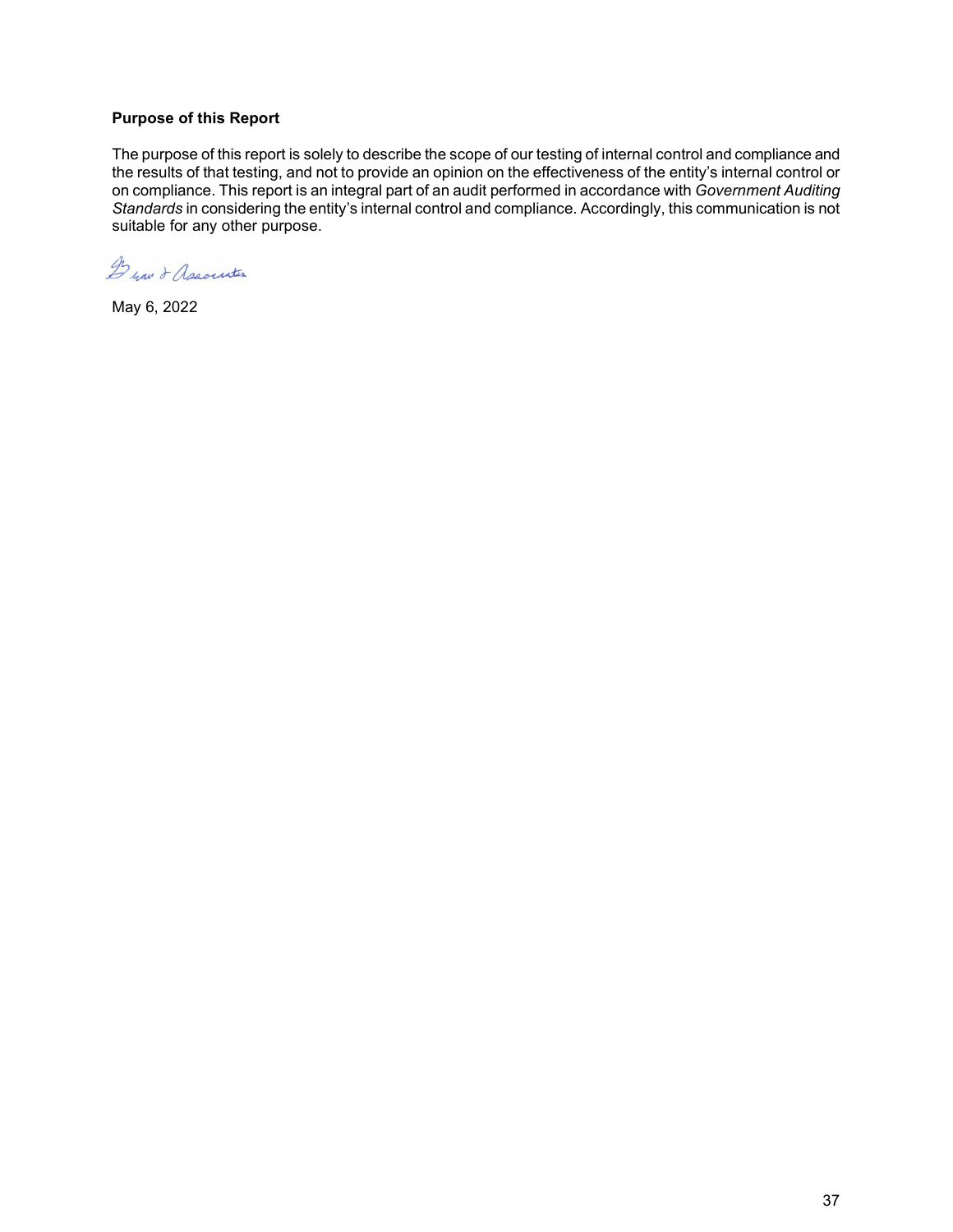**Purpose of this Report**

The purpose of this report is solely to describe the scope of our testing of internal control and compliance and the results of that testing, and not to provide an opinion on the effectiveness of the entity's internal control or on compliance. This report is an integral part of an audit performed in accordance with *Government Auditing Standards* in considering the entity's internal control and compliance. Accordingly, this communication is not suitable for any other purpose.

Brar & Associates

May 6, 2022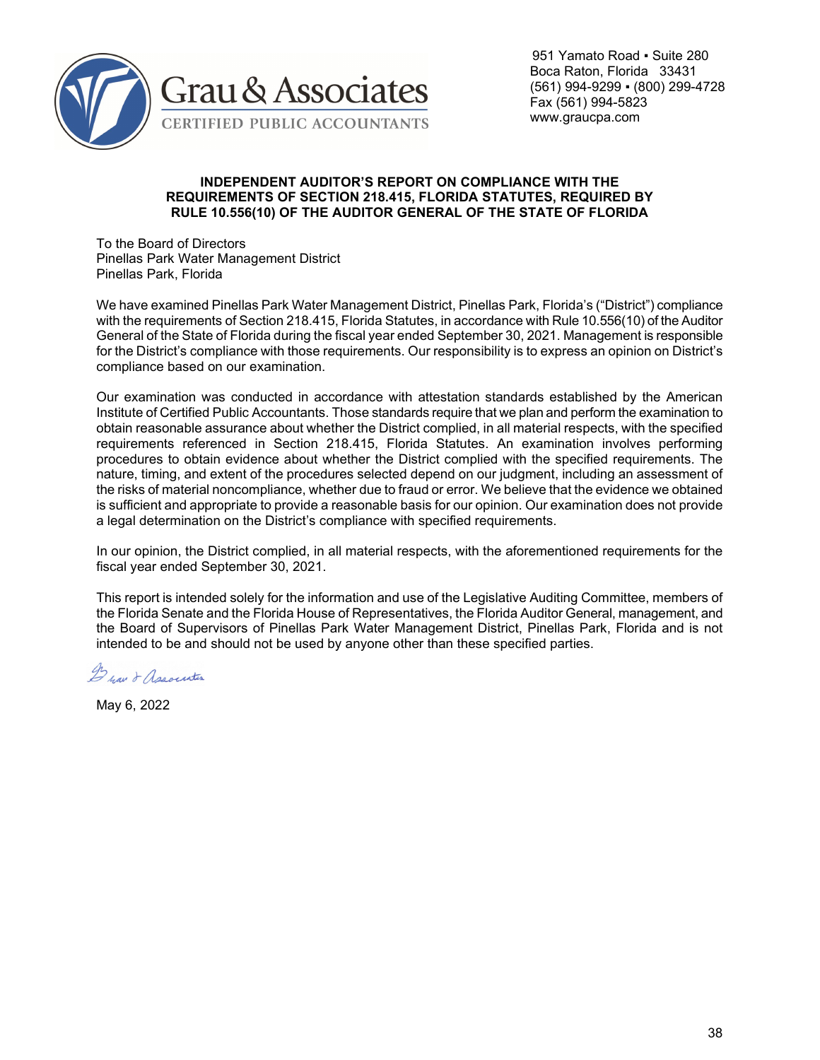Grau & Associates
CERTIFIED PUBLIC ACCOUNTANTS

951 Yamato Road ▪ Suite 280
Boca Raton, Florida 33431
(561) 994-9299 ▪ (800) 299-4728
Fax (561) 994-5823
www.graucpa.com

## INDEPENDENT AUDITOR'S REPORT ON COMPLIANCE WITH THE REQUIREMENTS OF SECTION 218.415, FLORIDA STATUTES, REQUIRED BY RULE 10.556(10) OF THE AUDITOR GENERAL OF THE STATE OF FLORIDA

To the Board of Directors
Pinellas Park Water Management District
Pinellas Park, Florida

We have examined Pinellas Park Water Management District, Pinellas Park, Florida's ("District") compliance with the requirements of Section 218.415, Florida Statutes, in accordance with Rule 10.556(10) of the Auditor General of the State of Florida during the fiscal year ended September 30, 2021. Management is responsible for the District's compliance with those requirements. Our responsibility is to express an opinion on District's compliance based on our examination.

Our examination was conducted in accordance with attestation standards established by the American Institute of Certified Public Accountants. Those standards require that we plan and perform the examination to obtain reasonable assurance about whether the District complied, in all material respects, with the specified requirements referenced in Section 218.415, Florida Statutes. An examination involves performing procedures to obtain evidence about whether the District complied with the specified requirements. The nature, timing, and extent of the procedures selected depend on our judgment, including an assessment of the risks of material noncompliance, whether due to fraud or error. We believe that the evidence we obtained is sufficient and appropriate to provide a reasonable basis for our opinion. Our examination does not provide a legal determination on the District's compliance with specified requirements.

In our opinion, the District complied, in all material respects, with the aforementioned requirements for the fiscal year ended September 30, 2021.

This report is intended solely for the information and use of the Legislative Auditing Committee, members of the Florida Senate and the Florida House of Representatives, the Florida Auditor General, management, and the Board of Supervisors of Pinellas Park Water Management District, Pinellas Park, Florida and is not intended to be and should not be used by anyone other than these specified parties.

Grau & Associates

May 6, 2022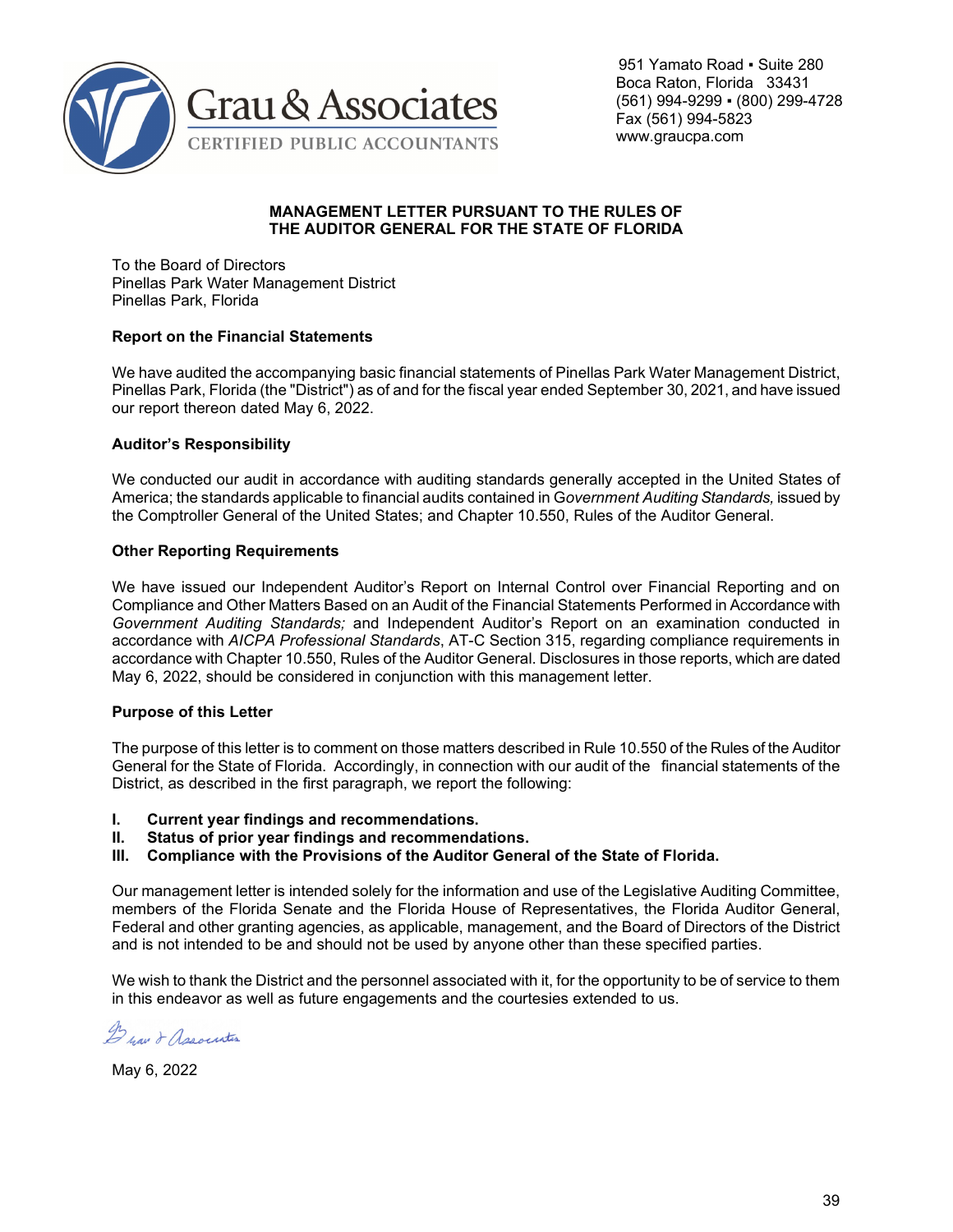Grau & Associates
CERTIFIED PUBLIC ACCOUNTANTS

951 Yamato Road ▪ Suite 280
Boca Raton, Florida 33431
(561) 994-9299 ▪ (800) 299-4728
Fax (561) 994-5823
www.graucpa.com

**MANAGEMENT LETTER PURSUANT TO THE RULES OF THE AUDITOR GENERAL FOR THE STATE OF FLORIDA**

To the Board of Directors
Pinellas Park Water Management District
Pinellas Park, Florida

**Report on the Financial Statements**

We have audited the accompanying basic financial statements of Pinellas Park Water Management District, Pinellas Park, Florida (the "District") as of and for the fiscal year ended September 30, 2021, and have issued our report thereon dated May 6, 2022.

**Auditor's Responsibility**

We conducted our audit in accordance with auditing standards generally accepted in the United States of America; the standards applicable to financial audits contained in *Government Auditing Standards,* issued by the Comptroller General of the United States; and Chapter 10.550, Rules of the Auditor General.

**Other Reporting Requirements**

We have issued our Independent Auditor's Report on Internal Control over Financial Reporting and on Compliance and Other Matters Based on an Audit of the Financial Statements Performed in Accordance with *Government Auditing Standards;* and Independent Auditor's Report on an examination conducted in accordance with *AICPA Professional Standards*, AT-C Section 315, regarding compliance requirements in accordance with Chapter 10.550, Rules of the Auditor General. Disclosures in those reports, which are dated May 6, 2022, should be considered in conjunction with this management letter.

**Purpose of this Letter**

The purpose of this letter is to comment on those matters described in Rule 10.550 of the Rules of the Auditor General for the State of Florida. Accordingly, in connection with our audit of the financial statements of the District, as described in the first paragraph, we report the following:

- **I. Current year findings and recommendations.**
- **II. Status of prior year findings and recommendations.**
- **III. Compliance with the Provisions of the Auditor General of the State of Florida.**

Our management letter is intended solely for the information and use of the Legislative Auditing Committee, members of the Florida Senate and the Florida House of Representatives, the Florida Auditor General, Federal and other granting agencies, as applicable, management, and the Board of Directors of the District and is not intended to be and should not be used by anyone other than these specified parties.

We wish to thank the District and the personnel associated with it, for the opportunity to be of service to them in this endeavor as well as future engagements and the courtesies extended to us.

Grau & Associates

May 6, 2022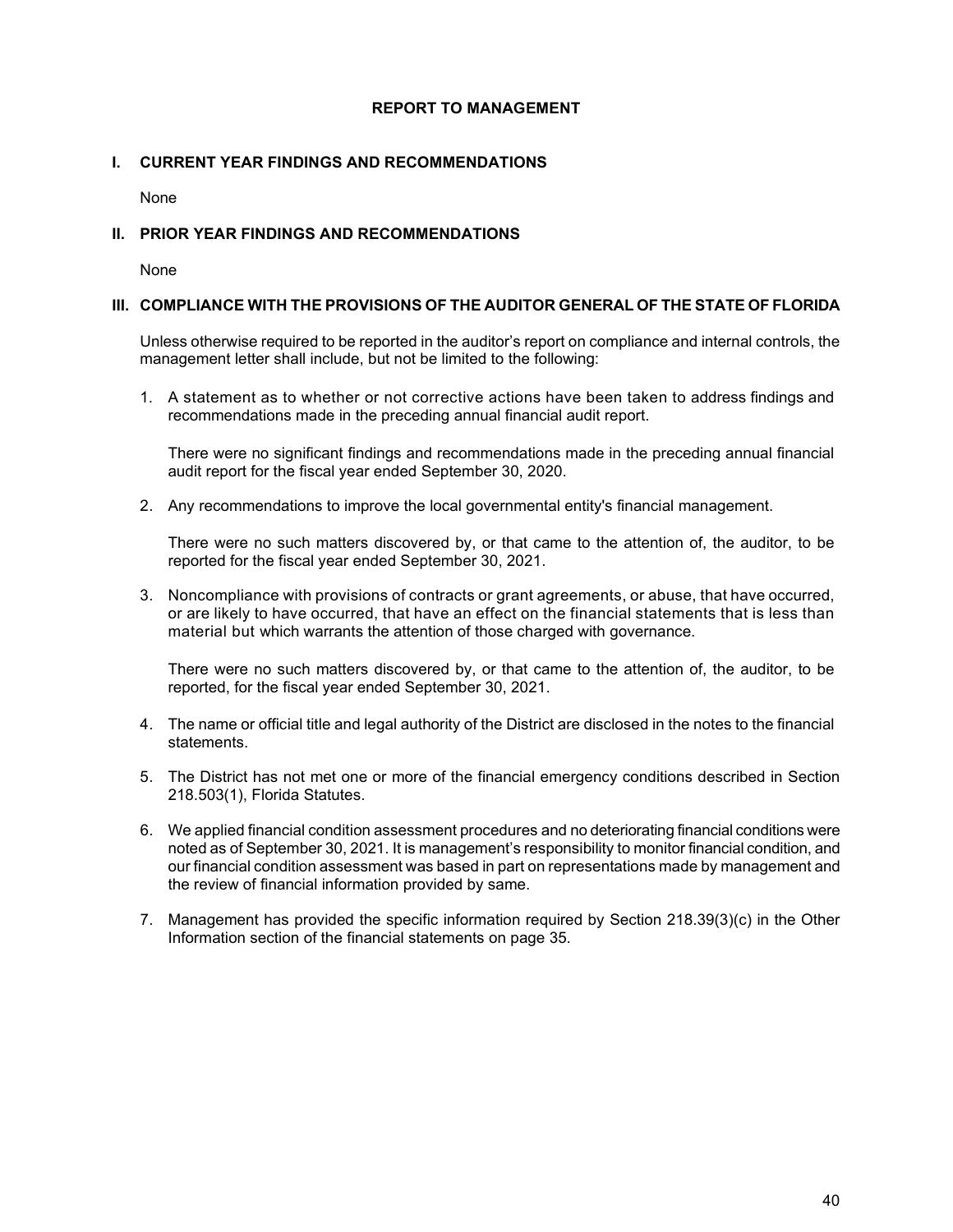# REPORT TO MANAGEMENT

## I. CURRENT YEAR FINDINGS AND RECOMMENDATIONS

None

## II. PRIOR YEAR FINDINGS AND RECOMMENDATIONS

None

## III. COMPLIANCE WITH THE PROVISIONS OF THE AUDITOR GENERAL OF THE STATE OF FLORIDA

Unless otherwise required to be reported in the auditor's report on compliance and internal controls, the management letter shall include, but not be limited to the following:

1. A statement as to whether or not corrective actions have been taken to address findings and recommendations made in the preceding annual financial audit report.

   There were no significant findings and recommendations made in the preceding annual financial audit report for the fiscal year ended September 30, 2020.

2. Any recommendations to improve the local governmental entity's financial management.

   There were no such matters discovered by, or that came to the attention of, the auditor, to be reported for the fiscal year ended September 30, 2021.

3. Noncompliance with provisions of contracts or grant agreements, or abuse, that have occurred, or are likely to have occurred, that have an effect on the financial statements that is less than material but which warrants the attention of those charged with governance.

   There were no such matters discovered by, or that came to the attention of, the auditor, to be reported, for the fiscal year ended September 30, 2021.

4. The name or official title and legal authority of the District are disclosed in the notes to the financial statements.

5. The District has not met one or more of the financial emergency conditions described in Section 218.503(1), Florida Statutes.

6. We applied financial condition assessment procedures and no deteriorating financial conditions were noted as of September 30, 2021. It is management's responsibility to monitor financial condition, and our financial condition assessment was based in part on representations made by management and the review of financial information provided by same.

7. Management has provided the specific information required by Section 218.39(3)(c) in the Other Information section of the financial statements on page 35.